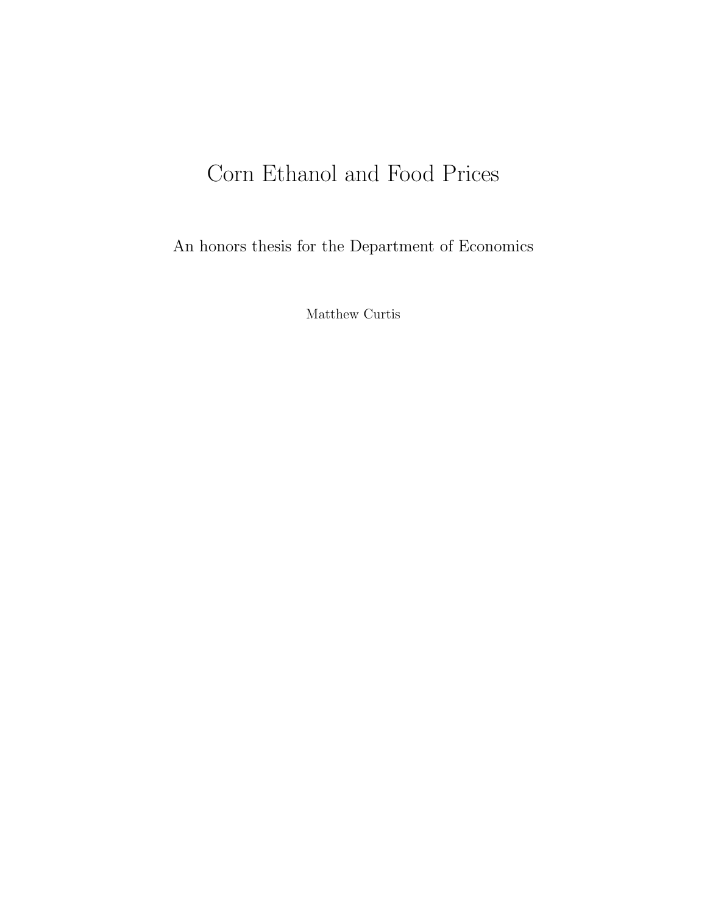# Corn Ethanol and Food Prices

An honors thesis for the Department of Economics

Matthew Curtis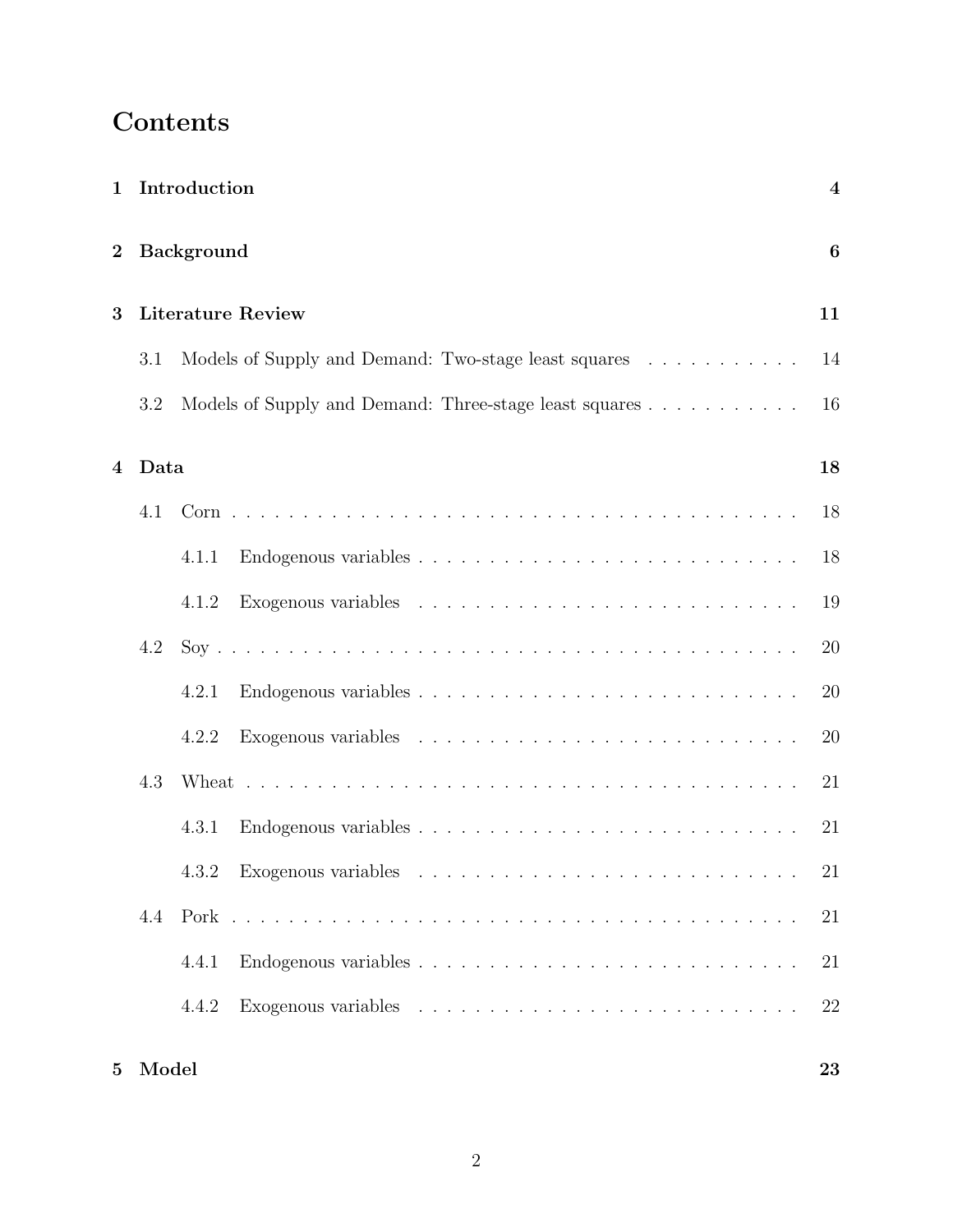# Contents

**1 Introduction** **4**

**2 Background** **6**

**3 Literature Review** **11**

- 3.1 Models of Supply and Demand: Two-stage least squares . . . . . . . . . . . 14
- 3.2 Models of Supply and Demand: Three-stage least squares . . . . . . . . . . . 16

**4 Data** **18**

- 4.1 Corn . . . . . . . . . . . . . . . . . . . . . . . . . . . . . . . . . . . . . 18
  - 4.1.1 Endogenous variables . . . . . . . . . . . . . . . . . . . . . . . . . . 18
  - 4.1.2 Exogenous variables . . . . . . . . . . . . . . . . . . . . . . . . . . 19
- 4.2 Soy . . . . . . . . . . . . . . . . . . . . . . . . . . . . . . . . . . . . . 20
  - 4.2.1 Endogenous variables . . . . . . . . . . . . . . . . . . . . . . . . . . 20
  - 4.2.2 Exogenous variables . . . . . . . . . . . . . . . . . . . . . . . . . . 20
- 4.3 Wheat . . . . . . . . . . . . . . . . . . . . . . . . . . . . . . . . . . . . 21
  - 4.3.1 Endogenous variables . . . . . . . . . . . . . . . . . . . . . . . . . . 21
  - 4.3.2 Exogenous variables . . . . . . . . . . . . . . . . . . . . . . . . . . 21
- 4.4 Pork . . . . . . . . . . . . . . . . . . . . . . . . . . . . . . . . . . . . 21
  - 4.4.1 Endogenous variables . . . . . . . . . . . . . . . . . . . . . . . . . . 21
  - 4.4.2 Exogenous variables . . . . . . . . . . . . . . . . . . . . . . . . . . 22

**5 Model** **23**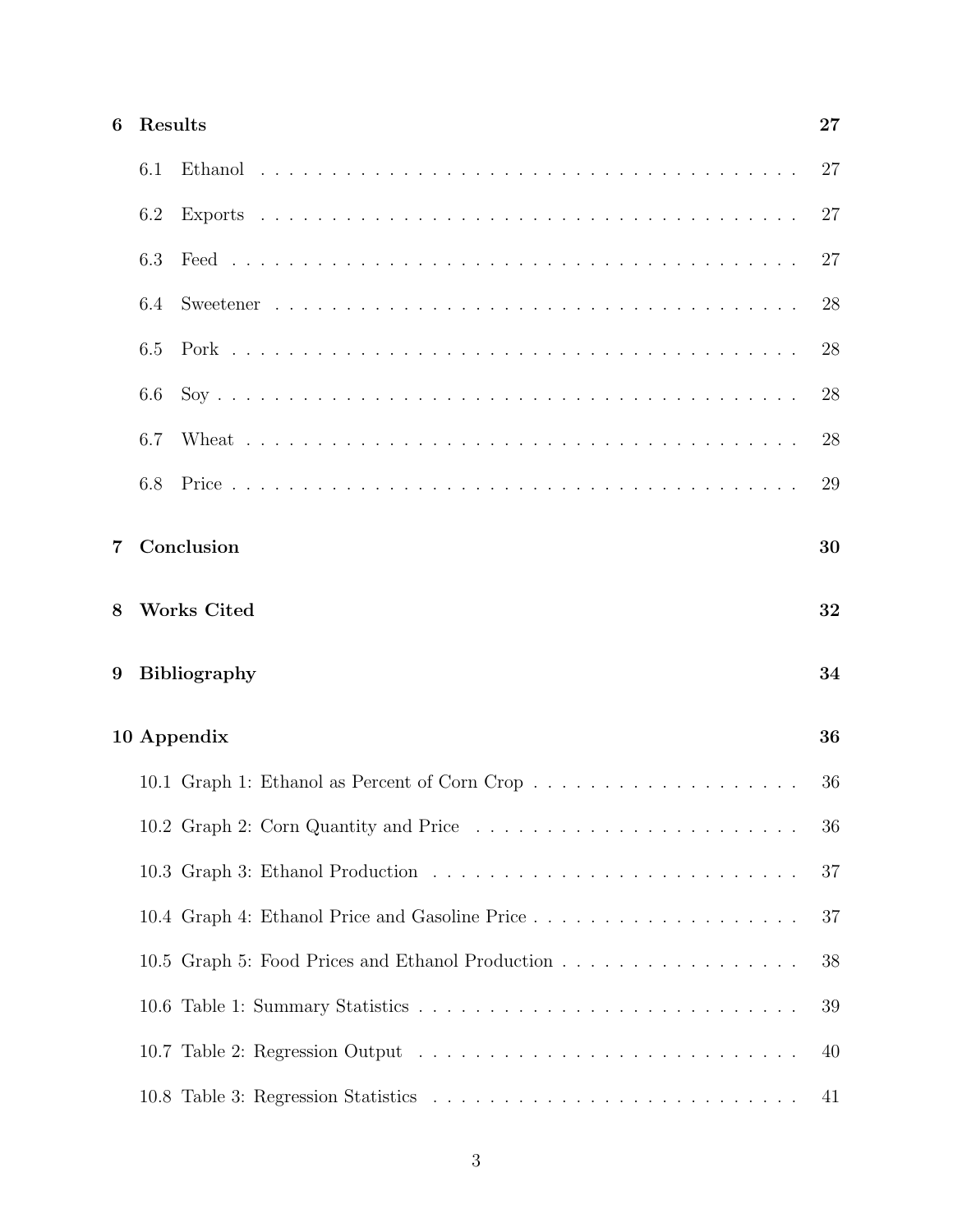**6 Results** 27

- 6.1 Ethanol . . . . . . . . . . . . . . . . . . . . . . . . . . . . . . . . . . . . . . 27
- 6.2 Exports . . . . . . . . . . . . . . . . . . . . . . . . . . . . . . . . . . . . . . 27
- 6.3 Feed . . . . . . . . . . . . . . . . . . . . . . . . . . . . . . . . . . . . . . 27
- 6.4 Sweetener . . . . . . . . . . . . . . . . . . . . . . . . . . . . . . . . . . . . 28
- 6.5 Pork . . . . . . . . . . . . . . . . . . . . . . . . . . . . . . . . . . . . . . 28
- 6.6 Soy . . . . . . . . . . . . . . . . . . . . . . . . . . . . . . . . . . . . . . 28
- 6.7 Wheat . . . . . . . . . . . . . . . . . . . . . . . . . . . . . . . . . . . . . 28
- 6.8 Price . . . . . . . . . . . . . . . . . . . . . . . . . . . . . . . . . . . . . 29

**7 Conclusion** 30

**8 Works Cited** 32

**9 Bibliography** 34

**10 Appendix** 36

- 10.1 Graph 1: Ethanol as Percent of Corn Crop . . . . . . . . . . . . . . . . . . . 36
- 10.2 Graph 2: Corn Quantity and Price . . . . . . . . . . . . . . . . . . . . . . . 36
- 10.3 Graph 3: Ethanol Production . . . . . . . . . . . . . . . . . . . . . . . . . 37
- 10.4 Graph 4: Ethanol Price and Gasoline Price . . . . . . . . . . . . . . . . . . . 37
- 10.5 Graph 5: Food Prices and Ethanol Production . . . . . . . . . . . . . . . . . 38
- 10.6 Table 1: Summary Statistics . . . . . . . . . . . . . . . . . . . . . . . . . . 39
- 10.7 Table 2: Regression Output . . . . . . . . . . . . . . . . . . . . . . . . . . 40
- 10.8 Table 3: Regression Statistics . . . . . . . . . . . . . . . . . . . . . . . . . 41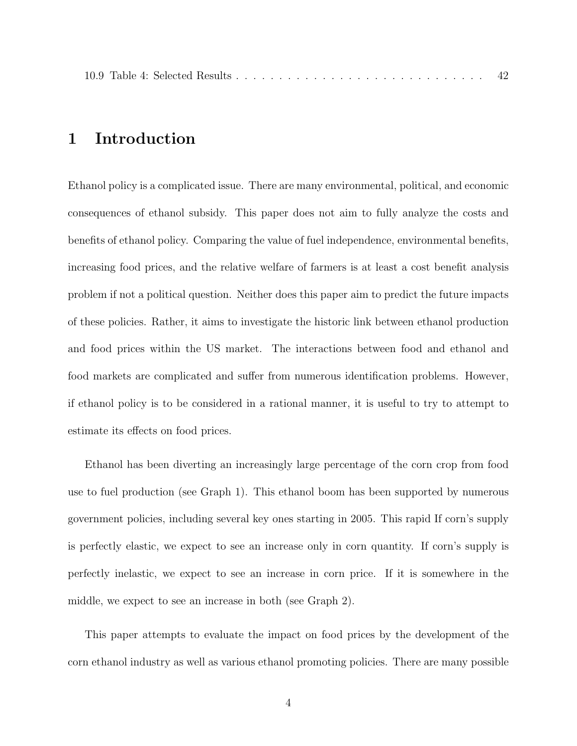10.9 Table 4: Selected Results . . . . . . . . . . . . . . . . . . . . . . . . . . . . . 42

# 1 Introduction

Ethanol policy is a complicated issue. There are many environmental, political, and economic consequences of ethanol subsidy. This paper does not aim to fully analyze the costs and benefits of ethanol policy. Comparing the value of fuel independence, environmental benefits, increasing food prices, and the relative welfare of farmers is at least a cost benefit analysis problem if not a political question. Neither does this paper aim to predict the future impacts of these policies. Rather, it aims to investigate the historic link between ethanol production and food prices within the US market. The interactions between food and ethanol and food markets are complicated and suffer from numerous identification problems. However, if ethanol policy is to be considered in a rational manner, it is useful to try to attempt to estimate its effects on food prices.

Ethanol has been diverting an increasingly large percentage of the corn crop from food use to fuel production (see Graph 1). This ethanol boom has been supported by numerous government policies, including several key ones starting in 2005. This rapid If corn's supply is perfectly elastic, we expect to see an increase only in corn quantity. If corn's supply is perfectly inelastic, we expect to see an increase in corn price. If it is somewhere in the middle, we expect to see an increase in both (see Graph 2).

This paper attempts to evaluate the impact on food prices by the development of the corn ethanol industry as well as various ethanol promoting policies. There are many possible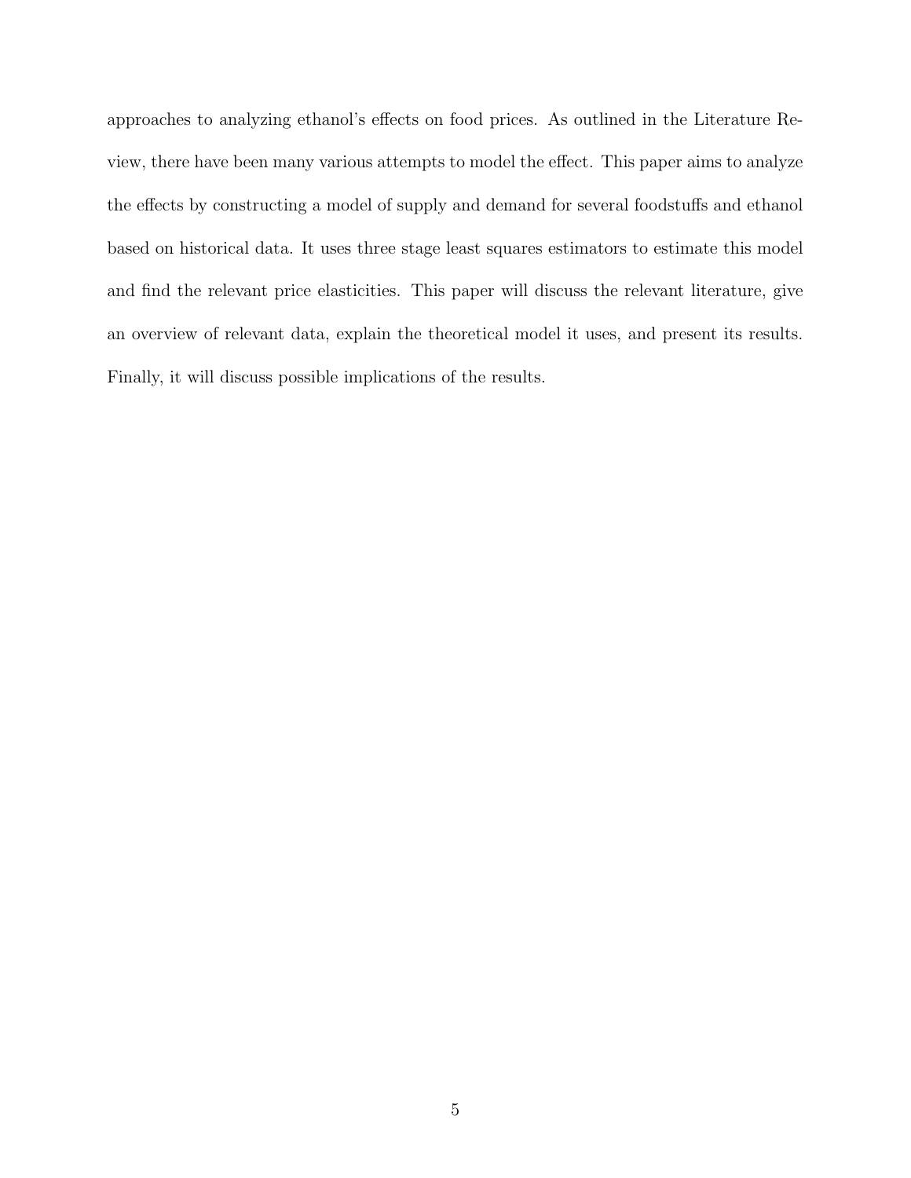approaches to analyzing ethanol's effects on food prices. As outlined in the Literature Review, there have been many various attempts to model the effect. This paper aims to analyze the effects by constructing a model of supply and demand for several foodstuffs and ethanol based on historical data. It uses three stage least squares estimators to estimate this model and find the relevant price elasticities. This paper will discuss the relevant literature, give an overview of relevant data, explain the theoretical model it uses, and present its results. Finally, it will discuss possible implications of the results.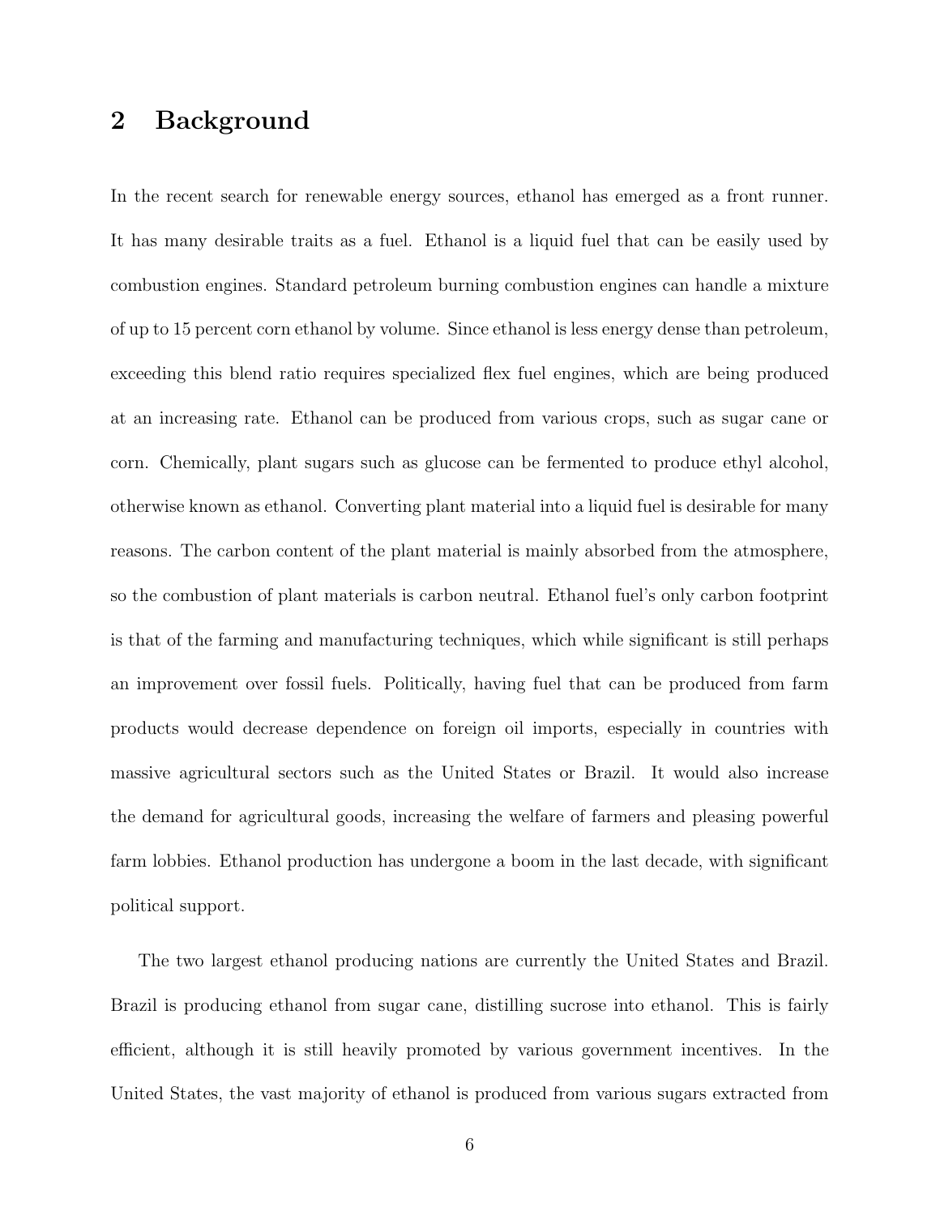## 2 Background

In the recent search for renewable energy sources, ethanol has emerged as a front runner. It has many desirable traits as a fuel. Ethanol is a liquid fuel that can be easily used by combustion engines. Standard petroleum burning combustion engines can handle a mixture of up to 15 percent corn ethanol by volume. Since ethanol is less energy dense than petroleum, exceeding this blend ratio requires specialized flex fuel engines, which are being produced at an increasing rate. Ethanol can be produced from various crops, such as sugar cane or corn. Chemically, plant sugars such as glucose can be fermented to produce ethyl alcohol, otherwise known as ethanol. Converting plant material into a liquid fuel is desirable for many reasons. The carbon content of the plant material is mainly absorbed from the atmosphere, so the combustion of plant materials is carbon neutral. Ethanol fuel's only carbon footprint is that of the farming and manufacturing techniques, which while significant is still perhaps an improvement over fossil fuels. Politically, having fuel that can be produced from farm products would decrease dependence on foreign oil imports, especially in countries with massive agricultural sectors such as the United States or Brazil. It would also increase the demand for agricultural goods, increasing the welfare of farmers and pleasing powerful farm lobbies. Ethanol production has undergone a boom in the last decade, with significant political support.

The two largest ethanol producing nations are currently the United States and Brazil. Brazil is producing ethanol from sugar cane, distilling sucrose into ethanol. This is fairly efficient, although it is still heavily promoted by various government incentives. In the United States, the vast majority of ethanol is produced from various sugars extracted from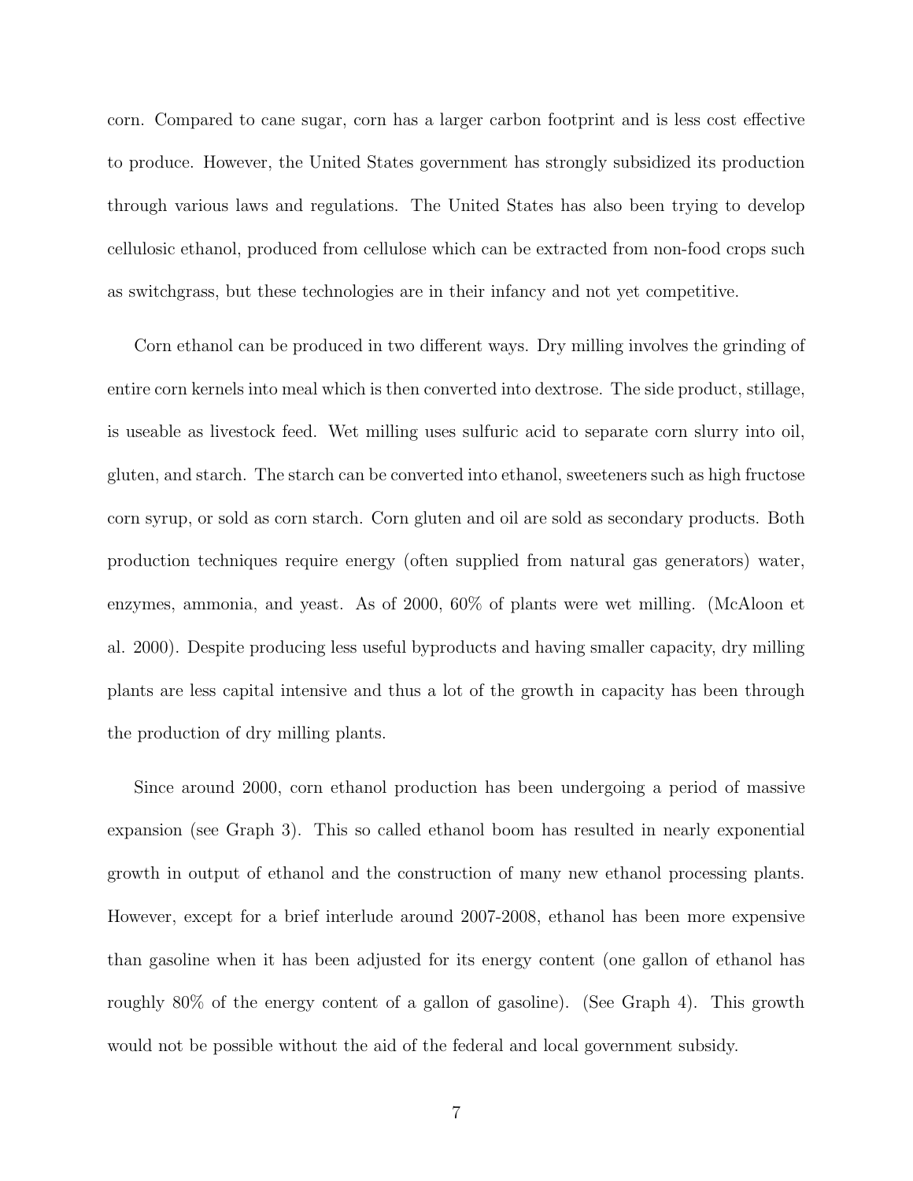corn. Compared to cane sugar, corn has a larger carbon footprint and is less cost effective to produce. However, the United States government has strongly subsidized its production through various laws and regulations. The United States has also been trying to develop cellulosic ethanol, produced from cellulose which can be extracted from non-food crops such as switchgrass, but these technologies are in their infancy and not yet competitive.

Corn ethanol can be produced in two different ways. Dry milling involves the grinding of entire corn kernels into meal which is then converted into dextrose. The side product, stillage, is useable as livestock feed. Wet milling uses sulfuric acid to separate corn slurry into oil, gluten, and starch. The starch can be converted into ethanol, sweeteners such as high fructose corn syrup, or sold as corn starch. Corn gluten and oil are sold as secondary products. Both production techniques require energy (often supplied from natural gas generators) water, enzymes, ammonia, and yeast. As of 2000, 60% of plants were wet milling. (McAloon et al. 2000). Despite producing less useful byproducts and having smaller capacity, dry milling plants are less capital intensive and thus a lot of the growth in capacity has been through the production of dry milling plants.

Since around 2000, corn ethanol production has been undergoing a period of massive expansion (see Graph 3). This so called ethanol boom has resulted in nearly exponential growth in output of ethanol and the construction of many new ethanol processing plants. However, except for a brief interlude around 2007-2008, ethanol has been more expensive than gasoline when it has been adjusted for its energy content (one gallon of ethanol has roughly 80% of the energy content of a gallon of gasoline). (See Graph 4). This growth would not be possible without the aid of the federal and local government subsidy.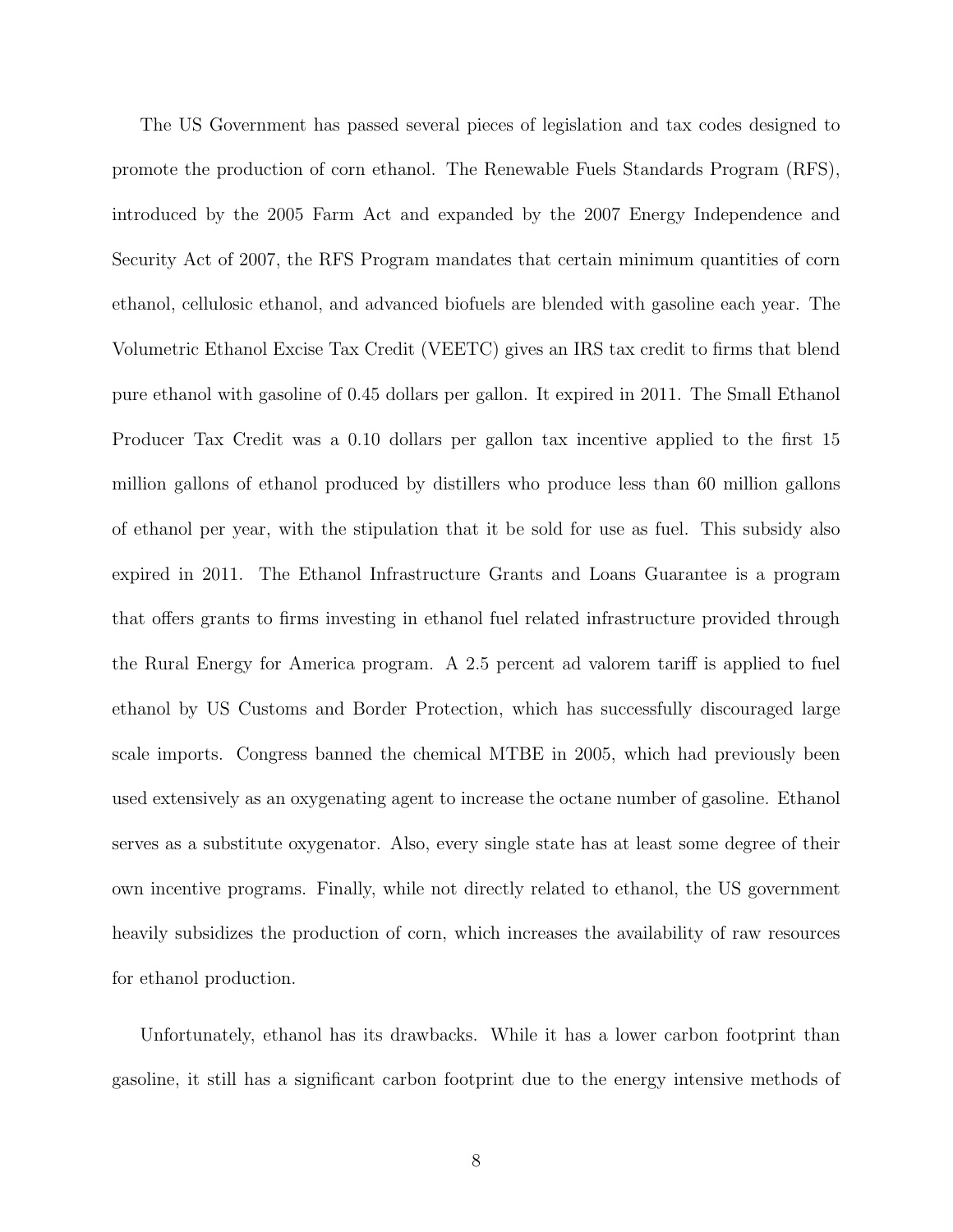The US Government has passed several pieces of legislation and tax codes designed to promote the production of corn ethanol. The Renewable Fuels Standards Program (RFS), introduced by the 2005 Farm Act and expanded by the 2007 Energy Independence and Security Act of 2007, the RFS Program mandates that certain minimum quantities of corn ethanol, cellulosic ethanol, and advanced biofuels are blended with gasoline each year. The Volumetric Ethanol Excise Tax Credit (VEETC) gives an IRS tax credit to firms that blend pure ethanol with gasoline of 0.45 dollars per gallon. It expired in 2011. The Small Ethanol Producer Tax Credit was a 0.10 dollars per gallon tax incentive applied to the first 15 million gallons of ethanol produced by distillers who produce less than 60 million gallons of ethanol per year, with the stipulation that it be sold for use as fuel. This subsidy also expired in 2011. The Ethanol Infrastructure Grants and Loans Guarantee is a program that offers grants to firms investing in ethanol fuel related infrastructure provided through the Rural Energy for America program. A 2.5 percent ad valorem tariff is applied to fuel ethanol by US Customs and Border Protection, which has successfully discouraged large scale imports. Congress banned the chemical MTBE in 2005, which had previously been used extensively as an oxygenating agent to increase the octane number of gasoline. Ethanol serves as a substitute oxygenator. Also, every single state has at least some degree of their own incentive programs. Finally, while not directly related to ethanol, the US government heavily subsidizes the production of corn, which increases the availability of raw resources for ethanol production.

Unfortunately, ethanol has its drawbacks. While it has a lower carbon footprint than gasoline, it still has a significant carbon footprint due to the energy intensive methods of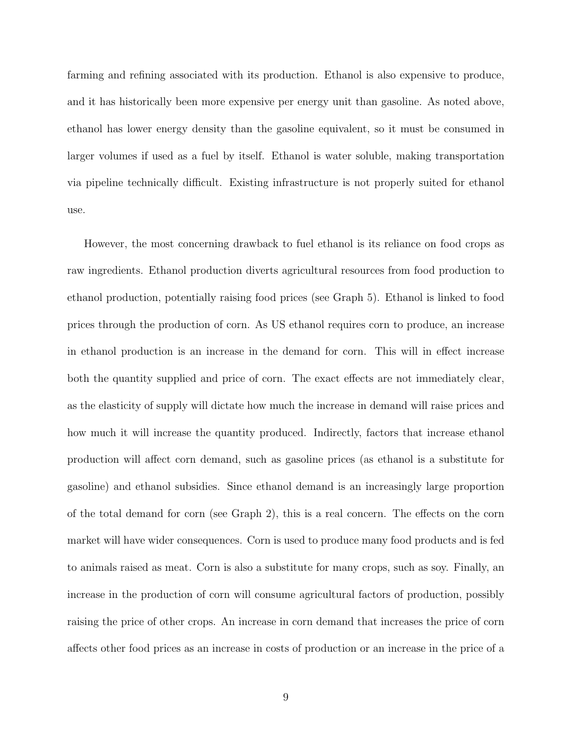farming and refining associated with its production. Ethanol is also expensive to produce, and it has historically been more expensive per energy unit than gasoline. As noted above, ethanol has lower energy density than the gasoline equivalent, so it must be consumed in larger volumes if used as a fuel by itself. Ethanol is water soluble, making transportation via pipeline technically difficult. Existing infrastructure is not properly suited for ethanol use.

However, the most concerning drawback to fuel ethanol is its reliance on food crops as raw ingredients. Ethanol production diverts agricultural resources from food production to ethanol production, potentially raising food prices (see Graph 5). Ethanol is linked to food prices through the production of corn. As US ethanol requires corn to produce, an increase in ethanol production is an increase in the demand for corn. This will in effect increase both the quantity supplied and price of corn. The exact effects are not immediately clear, as the elasticity of supply will dictate how much the increase in demand will raise prices and how much it will increase the quantity produced. Indirectly, factors that increase ethanol production will affect corn demand, such as gasoline prices (as ethanol is a substitute for gasoline) and ethanol subsidies. Since ethanol demand is an increasingly large proportion of the total demand for corn (see Graph 2), this is a real concern. The effects on the corn market will have wider consequences. Corn is used to produce many food products and is fed to animals raised as meat. Corn is also a substitute for many crops, such as soy. Finally, an increase in the production of corn will consume agricultural factors of production, possibly raising the price of other crops. An increase in corn demand that increases the price of corn affects other food prices as an increase in costs of production or an increase in the price of a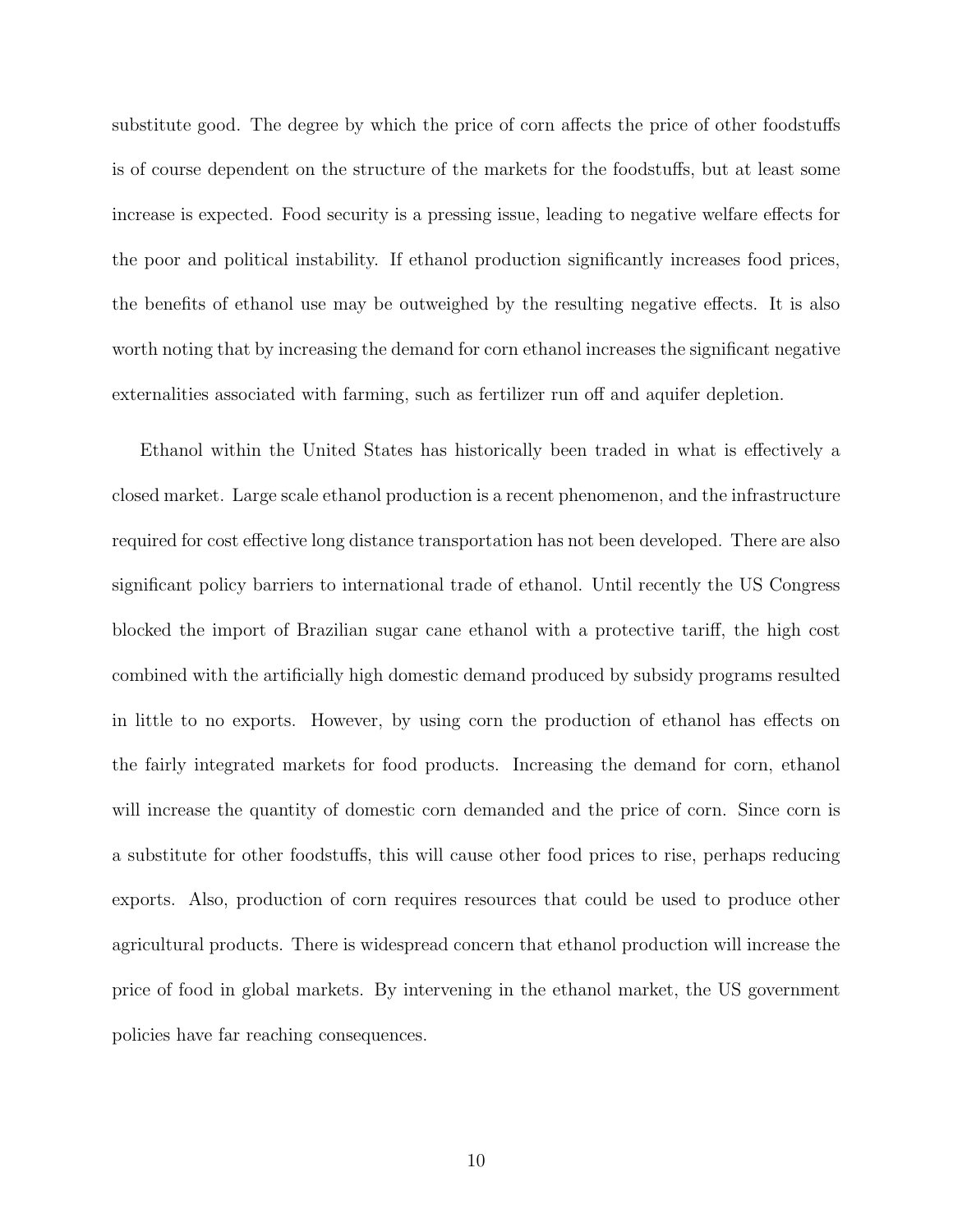substitute good. The degree by which the price of corn affects the price of other foodstuffs is of course dependent on the structure of the markets for the foodstuffs, but at least some increase is expected. Food security is a pressing issue, leading to negative welfare effects for the poor and political instability. If ethanol production significantly increases food prices, the benefits of ethanol use may be outweighed by the resulting negative effects. It is also worth noting that by increasing the demand for corn ethanol increases the significant negative externalities associated with farming, such as fertilizer run off and aquifer depletion.

Ethanol within the United States has historically been traded in what is effectively a closed market. Large scale ethanol production is a recent phenomenon, and the infrastructure required for cost effective long distance transportation has not been developed. There are also significant policy barriers to international trade of ethanol. Until recently the US Congress blocked the import of Brazilian sugar cane ethanol with a protective tariff, the high cost combined with the artificially high domestic demand produced by subsidy programs resulted in little to no exports. However, by using corn the production of ethanol has effects on the fairly integrated markets for food products. Increasing the demand for corn, ethanol will increase the quantity of domestic corn demanded and the price of corn. Since corn is a substitute for other foodstuffs, this will cause other food prices to rise, perhaps reducing exports. Also, production of corn requires resources that could be used to produce other agricultural products. There is widespread concern that ethanol production will increase the price of food in global markets. By intervening in the ethanol market, the US government policies have far reaching consequences.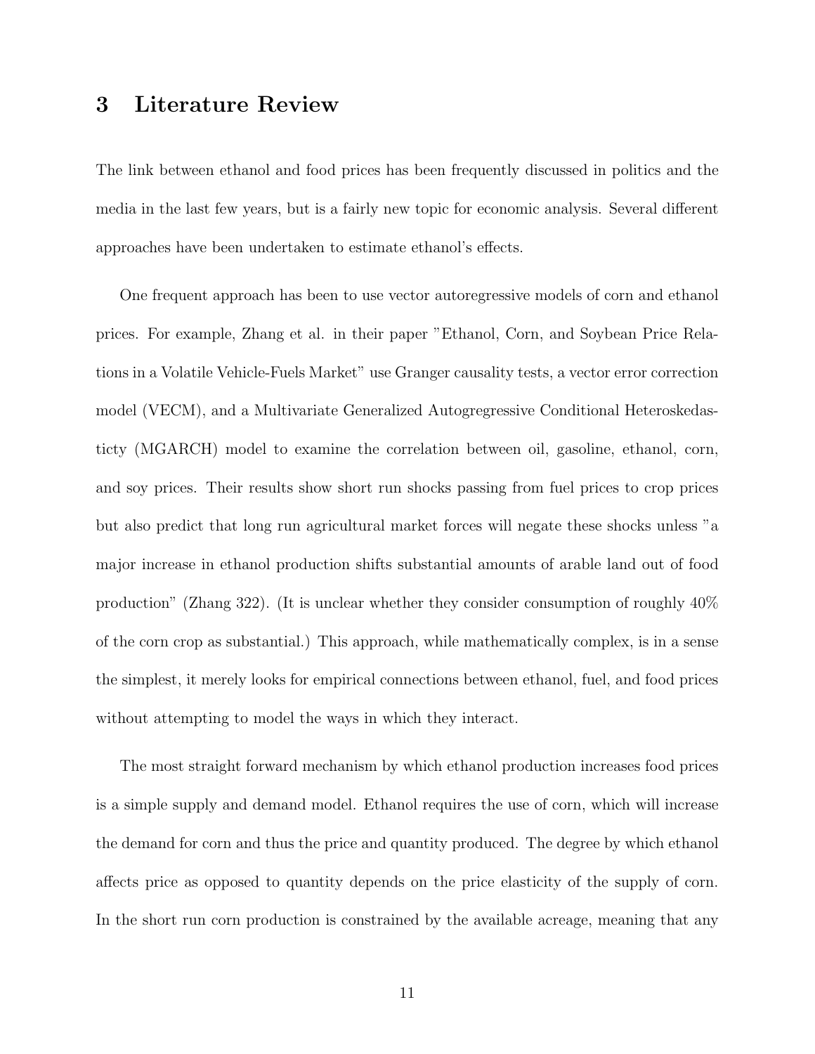# 3 Literature Review

The link between ethanol and food prices has been frequently discussed in politics and the media in the last few years, but is a fairly new topic for economic analysis. Several different approaches have been undertaken to estimate ethanol's effects.

One frequent approach has been to use vector autoregressive models of corn and ethanol prices. For example, Zhang et al. in their paper "Ethanol, Corn, and Soybean Price Relations in a Volatile Vehicle-Fuels Market" use Granger causality tests, a vector error correction model (VECM), and a Multivariate Generalized Autogregressive Conditional Heteroskedasticty (MGARCH) model to examine the correlation between oil, gasoline, ethanol, corn, and soy prices. Their results show short run shocks passing from fuel prices to crop prices but also predict that long run agricultural market forces will negate these shocks unless "a major increase in ethanol production shifts substantial amounts of arable land out of food production" (Zhang 322). (It is unclear whether they consider consumption of roughly 40% of the corn crop as substantial.) This approach, while mathematically complex, is in a sense the simplest, it merely looks for empirical connections between ethanol, fuel, and food prices without attempting to model the ways in which they interact.

The most straight forward mechanism by which ethanol production increases food prices is a simple supply and demand model. Ethanol requires the use of corn, which will increase the demand for corn and thus the price and quantity produced. The degree by which ethanol affects price as opposed to quantity depends on the price elasticity of the supply of corn. In the short run corn production is constrained by the available acreage, meaning that any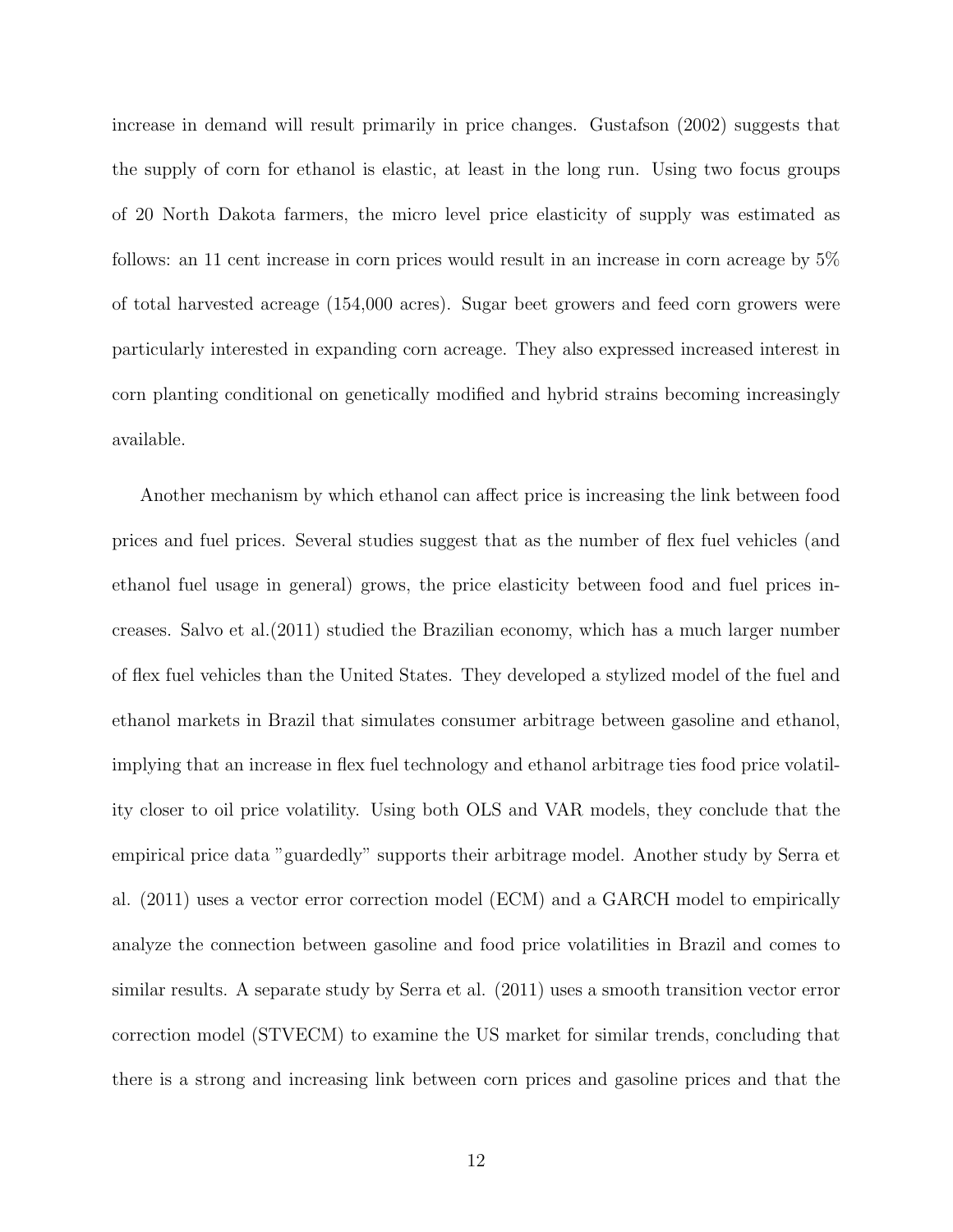increase in demand will result primarily in price changes. Gustafson (2002) suggests that the supply of corn for ethanol is elastic, at least in the long run. Using two focus groups of 20 North Dakota farmers, the micro level price elasticity of supply was estimated as follows: an 11 cent increase in corn prices would result in an increase in corn acreage by 5% of total harvested acreage (154,000 acres). Sugar beet growers and feed corn growers were particularly interested in expanding corn acreage. They also expressed increased interest in corn planting conditional on genetically modified and hybrid strains becoming increasingly available.

Another mechanism by which ethanol can affect price is increasing the link between food prices and fuel prices. Several studies suggest that as the number of flex fuel vehicles (and ethanol fuel usage in general) grows, the price elasticity between food and fuel prices increases. Salvo et al.(2011) studied the Brazilian economy, which has a much larger number of flex fuel vehicles than the United States. They developed a stylized model of the fuel and ethanol markets in Brazil that simulates consumer arbitrage between gasoline and ethanol, implying that an increase in flex fuel technology and ethanol arbitrage ties food price volatility closer to oil price volatility. Using both OLS and VAR models, they conclude that the empirical price data "guardedly" supports their arbitrage model. Another study by Serra et al. (2011) uses a vector error correction model (ECM) and a GARCH model to empirically analyze the connection between gasoline and food price volatilities in Brazil and comes to similar results. A separate study by Serra et al. (2011) uses a smooth transition vector error correction model (STVECM) to examine the US market for similar trends, concluding that there is a strong and increasing link between corn prices and gasoline prices and that the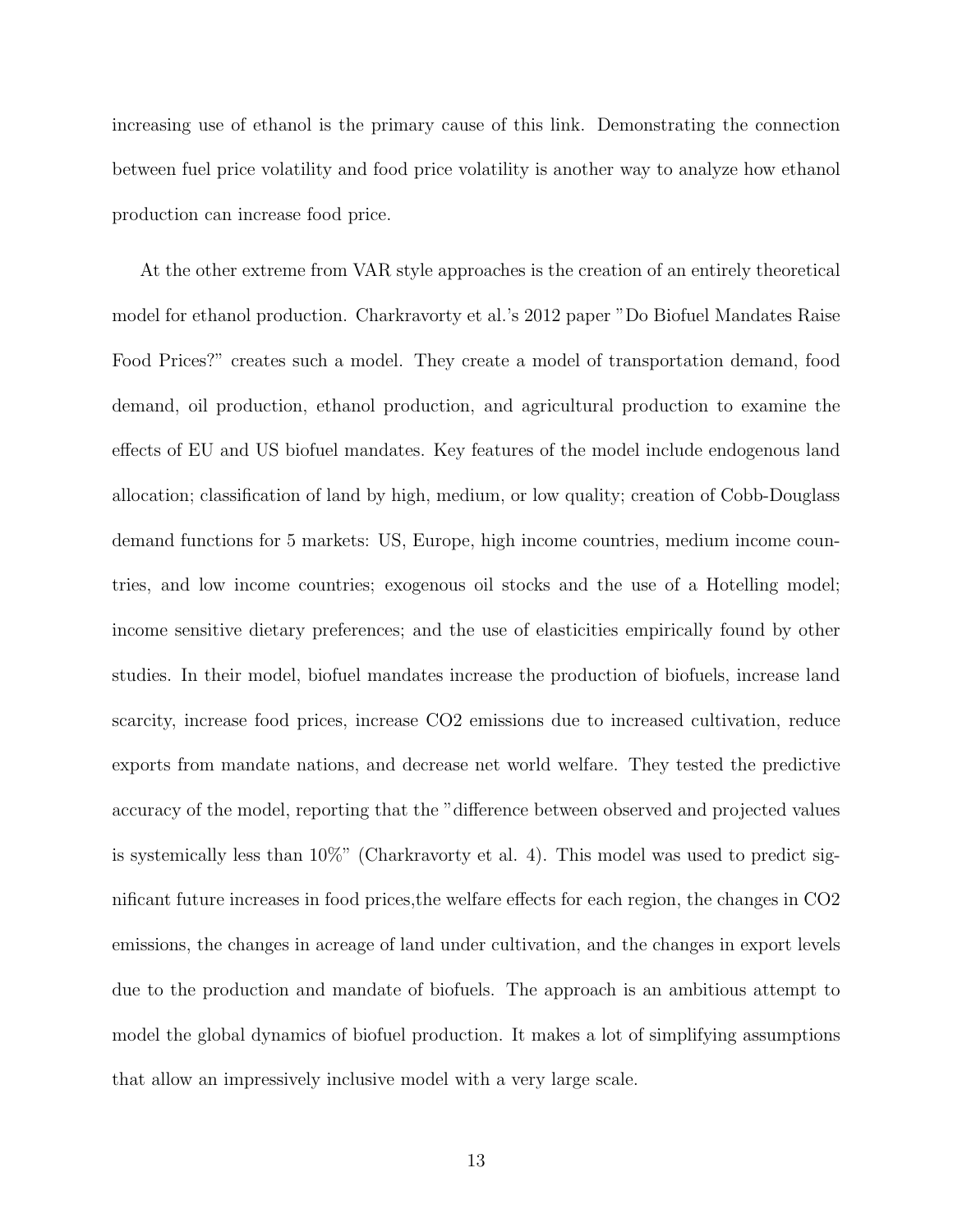increasing use of ethanol is the primary cause of this link. Demonstrating the connection between fuel price volatility and food price volatility is another way to analyze how ethanol production can increase food price.

At the other extreme from VAR style approaches is the creation of an entirely theoretical model for ethanol production. Charkravorty et al.'s 2012 paper "Do Biofuel Mandates Raise Food Prices?" creates such a model. They create a model of transportation demand, food demand, oil production, ethanol production, and agricultural production to examine the effects of EU and US biofuel mandates. Key features of the model include endogenous land allocation; classification of land by high, medium, or low quality; creation of Cobb-Douglass demand functions for 5 markets: US, Europe, high income countries, medium income countries, and low income countries; exogenous oil stocks and the use of a Hotelling model; income sensitive dietary preferences; and the use of elasticities empirically found by other studies. In their model, biofuel mandates increase the production of biofuels, increase land scarcity, increase food prices, increase $CO_2$ emissions due to increased cultivation, reduce exports from mandate nations, and decrease net world welfare. They tested the predictive accuracy of the model, reporting that the "difference between observed and projected values is systemically less than 10%" (Charkravorty et al. 4). This model was used to predict significant future increases in food prices,the welfare effects for each region, the changes in $CO_2$ emissions, the changes in acreage of land under cultivation, and the changes in export levels due to the production and mandate of biofuels. The approach is an ambitious attempt to model the global dynamics of biofuel production. It makes a lot of simplifying assumptions that allow an impressively inclusive model with a very large scale.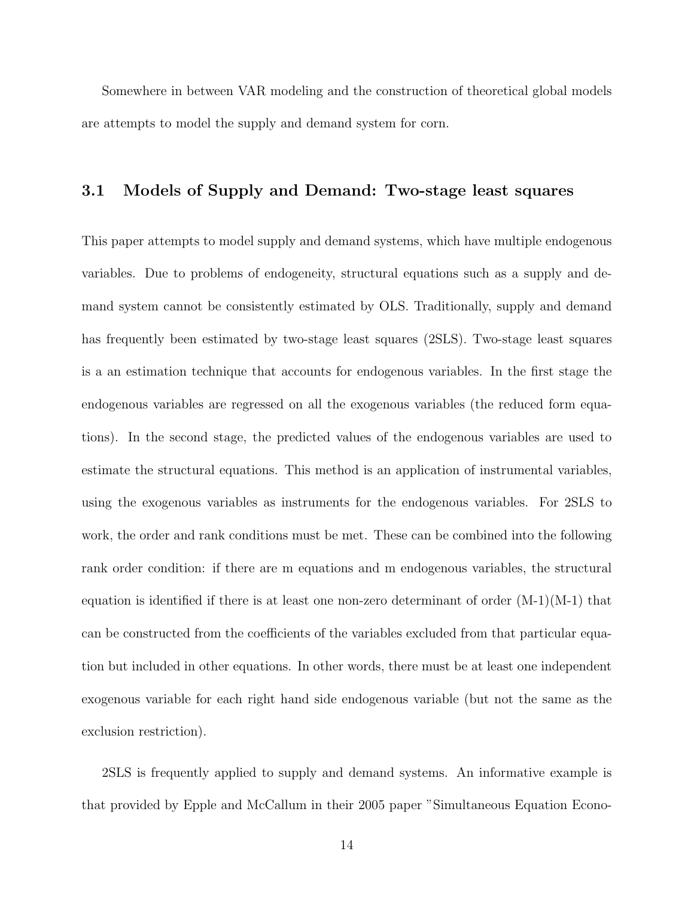Somewhere in between VAR modeling and the construction of theoretical global models are attempts to model the supply and demand system for corn.

### 3.1 Models of Supply and Demand: Two-stage least squares

This paper attempts to model supply and demand systems, which have multiple endogenous variables. Due to problems of endogeneity, structural equations such as a supply and demand system cannot be consistently estimated by OLS. Traditionally, supply and demand has frequently been estimated by two-stage least squares (2SLS). Two-stage least squares is a an estimation technique that accounts for endogenous variables. In the first stage the endogenous variables are regressed on all the exogenous variables (the reduced form equations). In the second stage, the predicted values of the endogenous variables are used to estimate the structural equations. This method is an application of instrumental variables, using the exogenous variables as instruments for the endogenous variables. For 2SLS to work, the order and rank conditions must be met. These can be combined into the following rank order condition: if there are m equations and m endogenous variables, the structural equation is identified if there is at least one non-zero determinant of order (M-1)(M-1) that can be constructed from the coefficients of the variables excluded from that particular equation but included in other equations. In other words, there must be at least one independent exogenous variable for each right hand side endogenous variable (but not the same as the exclusion restriction).

2SLS is frequently applied to supply and demand systems. An informative example is that provided by Epple and McCallum in their 2005 paper "Simultaneous Equation Econo-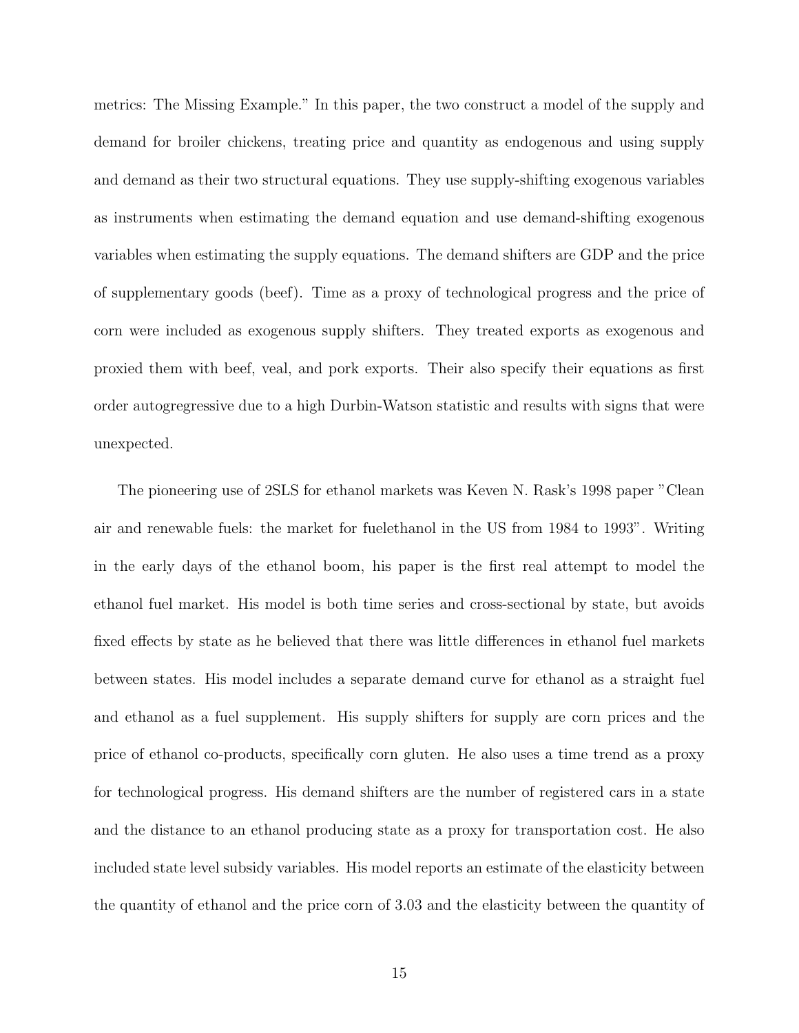metrics: The Missing Example." In this paper, the two construct a model of the supply and demand for broiler chickens, treating price and quantity as endogenous and using supply and demand as their two structural equations. They use supply-shifting exogenous variables as instruments when estimating the demand equation and use demand-shifting exogenous variables when estimating the supply equations. The demand shifters are GDP and the price of supplementary goods (beef). Time as a proxy of technological progress and the price of corn were included as exogenous supply shifters. They treated exports as exogenous and proxied them with beef, veal, and pork exports. Their also specify their equations as first order autogregressive due to a high Durbin-Watson statistic and results with signs that were unexpected.

The pioneering use of 2SLS for ethanol markets was Keven N. Rask's 1998 paper "Clean air and renewable fuels: the market for fuelethanol in the US from 1984 to 1993". Writing in the early days of the ethanol boom, his paper is the first real attempt to model the ethanol fuel market. His model is both time series and cross-sectional by state, but avoids fixed effects by state as he believed that there was little differences in ethanol fuel markets between states. His model includes a separate demand curve for ethanol as a straight fuel and ethanol as a fuel supplement. His supply shifters for supply are corn prices and the price of ethanol co-products, specifically corn gluten. He also uses a time trend as a proxy for technological progress. His demand shifters are the number of registered cars in a state and the distance to an ethanol producing state as a proxy for transportation cost. He also included state level subsidy variables. His model reports an estimate of the elasticity between the quantity of ethanol and the price corn of 3.03 and the elasticity between the quantity of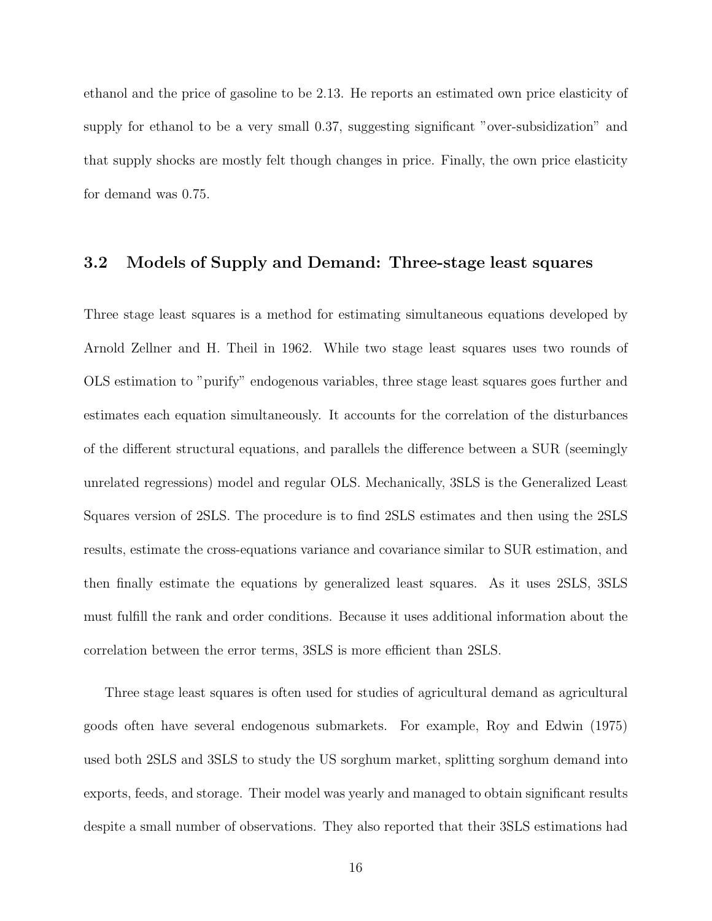ethanol and the price of gasoline to be 2.13. He reports an estimated own price elasticity of supply for ethanol to be a very small 0.37, suggesting significant "over-subsidization" and that supply shocks are mostly felt though changes in price. Finally, the own price elasticity for demand was 0.75.

### 3.2 Models of Supply and Demand: Three-stage least squares

Three stage least squares is a method for estimating simultaneous equations developed by Arnold Zellner and H. Theil in 1962. While two stage least squares uses two rounds of OLS estimation to "purify" endogenous variables, three stage least squares goes further and estimates each equation simultaneously. It accounts for the correlation of the disturbances of the different structural equations, and parallels the difference between a SUR (seemingly unrelated regressions) model and regular OLS. Mechanically, 3SLS is the Generalized Least Squares version of 2SLS. The procedure is to find 2SLS estimates and then using the 2SLS results, estimate the cross-equations variance and covariance similar to SUR estimation, and then finally estimate the equations by generalized least squares. As it uses 2SLS, 3SLS must fulfill the rank and order conditions. Because it uses additional information about the correlation between the error terms, 3SLS is more efficient than 2SLS.

Three stage least squares is often used for studies of agricultural demand as agricultural goods often have several endogenous submarkets. For example, Roy and Edwin (1975) used both 2SLS and 3SLS to study the US sorghum market, splitting sorghum demand into exports, feeds, and storage. Their model was yearly and managed to obtain significant results despite a small number of observations. They also reported that their 3SLS estimations had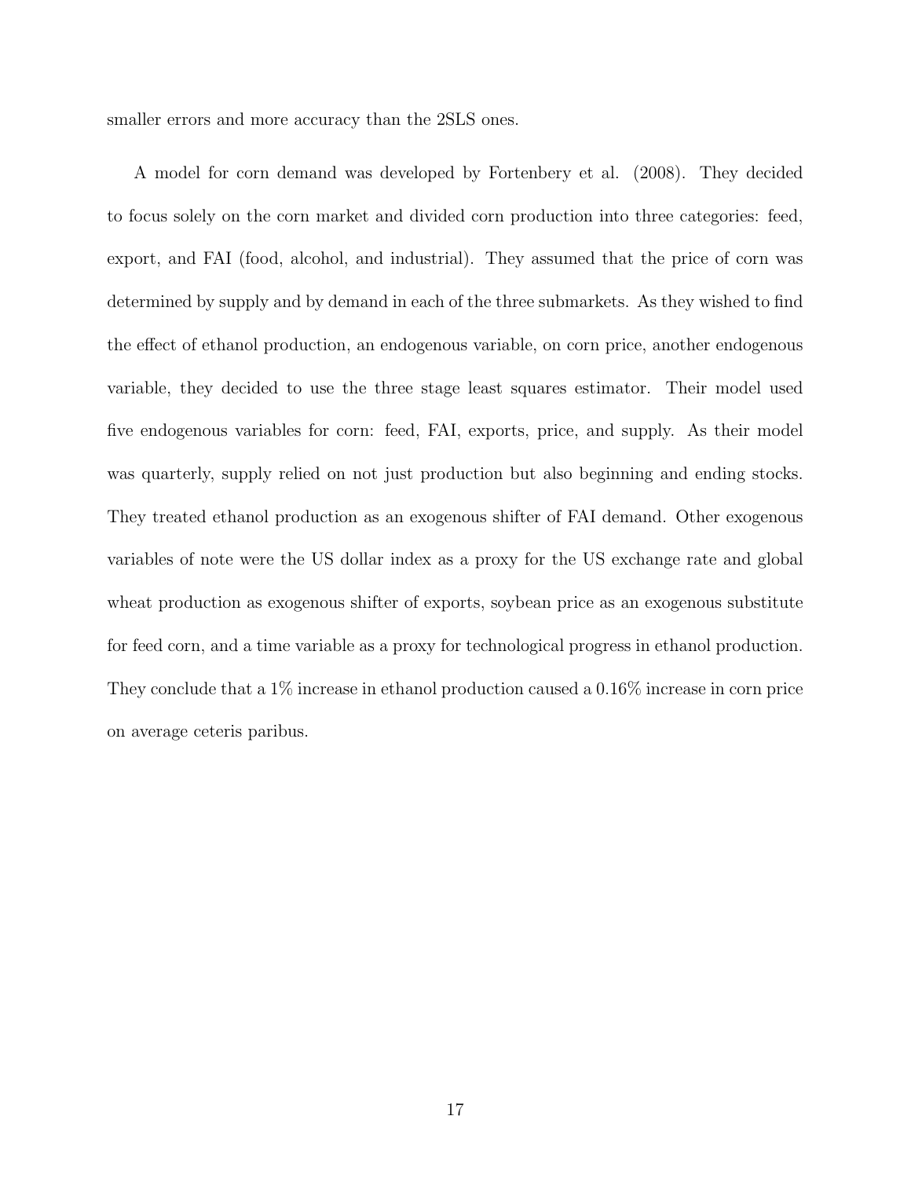smaller errors and more accuracy than the 2SLS ones.

A model for corn demand was developed by Fortenbery et al. (2008). They decided to focus solely on the corn market and divided corn production into three categories: feed, export, and FAI (food, alcohol, and industrial). They assumed that the price of corn was determined by supply and by demand in each of the three submarkets. As they wished to find the effect of ethanol production, an endogenous variable, on corn price, another endogenous variable, they decided to use the three stage least squares estimator. Their model used five endogenous variables for corn: feed, FAI, exports, price, and supply. As their model was quarterly, supply relied on not just production but also beginning and ending stocks. They treated ethanol production as an exogenous shifter of FAI demand. Other exogenous variables of note were the US dollar index as a proxy for the US exchange rate and global wheat production as exogenous shifter of exports, soybean price as an exogenous substitute for feed corn, and a time variable as a proxy for technological progress in ethanol production. They conclude that a 1% increase in ethanol production caused a 0.16% increase in corn price on average ceteris paribus.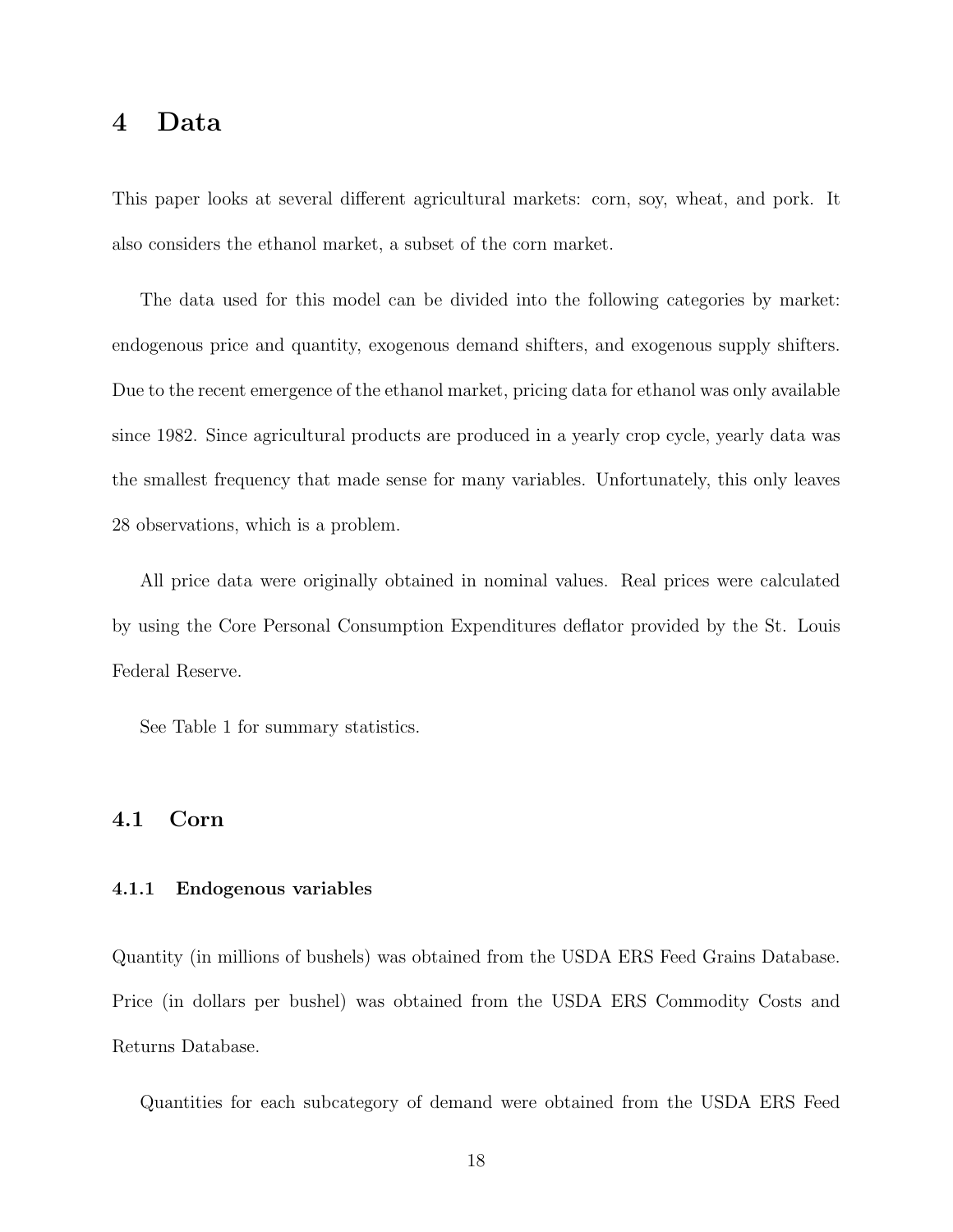# 4 Data

This paper looks at several different agricultural markets: corn, soy, wheat, and pork. It also considers the ethanol market, a subset of the corn market.

The data used for this model can be divided into the following categories by market: endogenous price and quantity, exogenous demand shifters, and exogenous supply shifters. Due to the recent emergence of the ethanol market, pricing data for ethanol was only available since 1982. Since agricultural products are produced in a yearly crop cycle, yearly data was the smallest frequency that made sense for many variables. Unfortunately, this only leaves 28 observations, which is a problem.

All price data were originally obtained in nominal values. Real prices were calculated by using the Core Personal Consumption Expenditures deflator provided by the St. Louis Federal Reserve.

See Table 1 for summary statistics.

## 4.1 Corn

### 4.1.1 Endogenous variables

Quantity (in millions of bushels) was obtained from the USDA ERS Feed Grains Database. Price (in dollars per bushel) was obtained from the USDA ERS Commodity Costs and Returns Database.

Quantities for each subcategory of demand were obtained from the USDA ERS Feed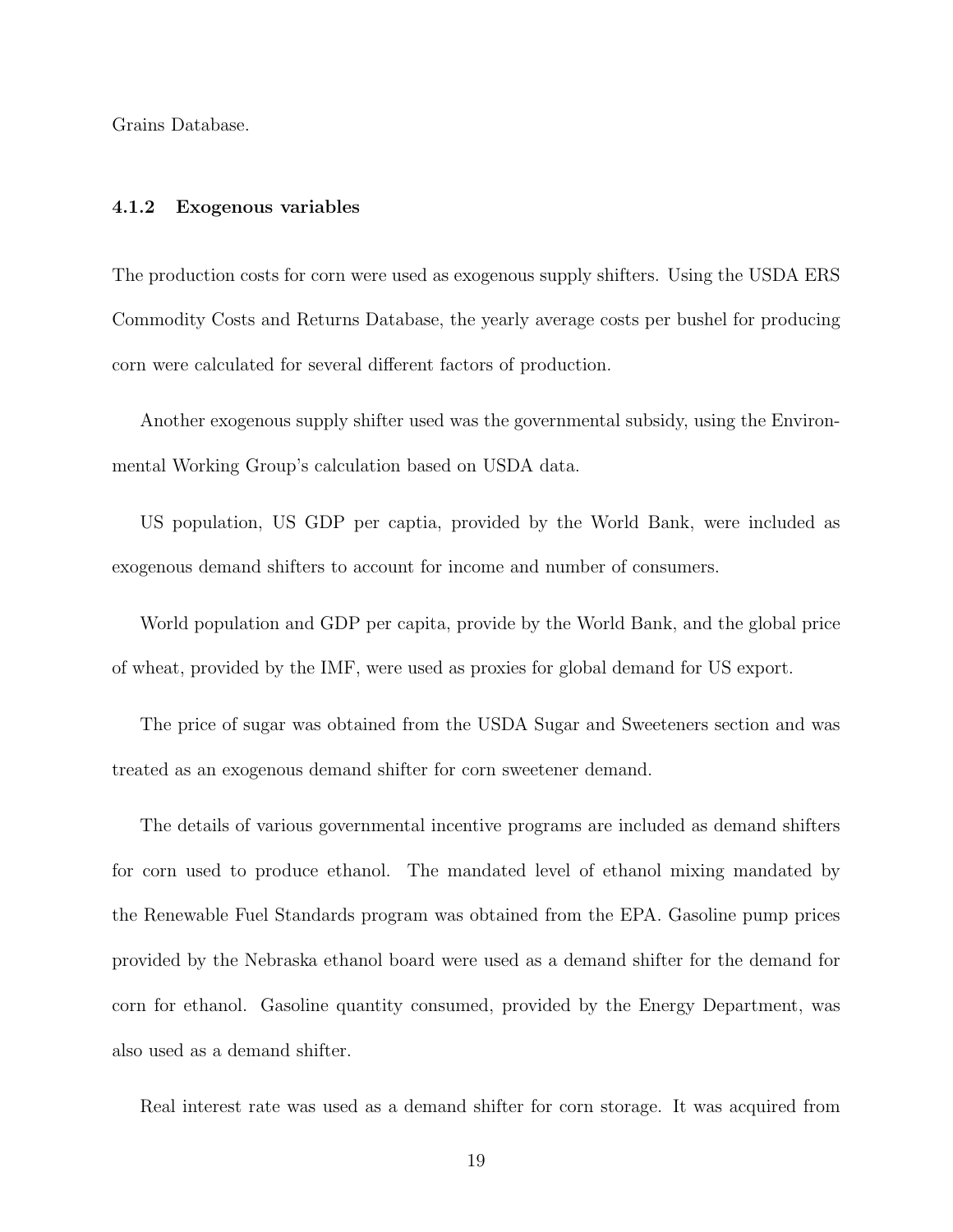Grains Database.

### 4.1.2 Exogenous variables

The production costs for corn were used as exogenous supply shifters. Using the USDA ERS Commodity Costs and Returns Database, the yearly average costs per bushel for producing corn were calculated for several different factors of production.

Another exogenous supply shifter used was the governmental subsidy, using the Environmental Working Group's calculation based on USDA data.

US population, US GDP per captia, provided by the World Bank, were included as exogenous demand shifters to account for income and number of consumers.

World population and GDP per capita, provide by the World Bank, and the global price of wheat, provided by the IMF, were used as proxies for global demand for US export.

The price of sugar was obtained from the USDA Sugar and Sweeteners section and was treated as an exogenous demand shifter for corn sweetener demand.

The details of various governmental incentive programs are included as demand shifters for corn used to produce ethanol. The mandated level of ethanol mixing mandated by the Renewable Fuel Standards program was obtained from the EPA. Gasoline pump prices provided by the Nebraska ethanol board were used as a demand shifter for the demand for corn for ethanol. Gasoline quantity consumed, provided by the Energy Department, was also used as a demand shifter.

Real interest rate was used as a demand shifter for corn storage. It was acquired from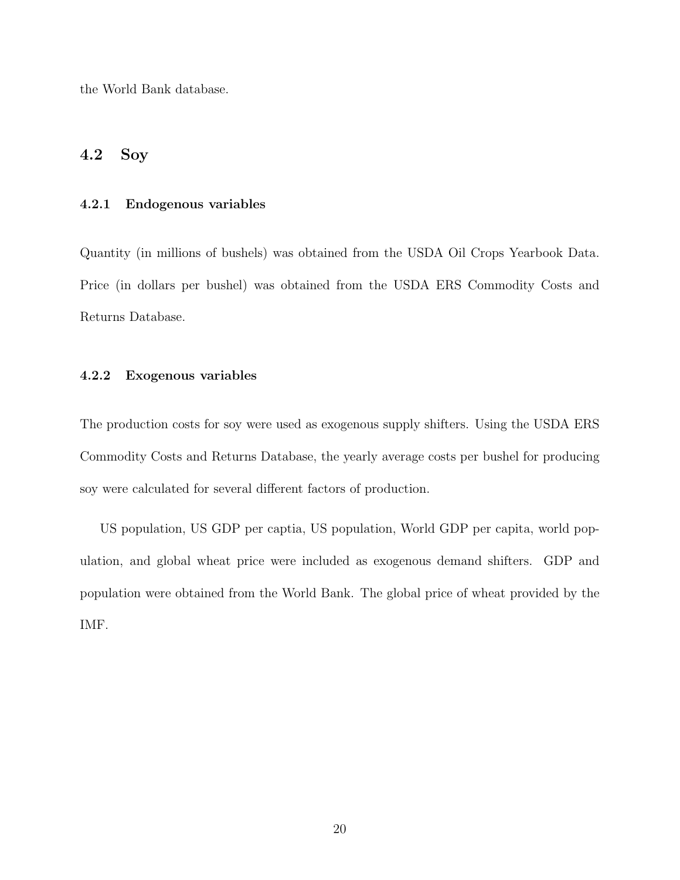the World Bank database.

## 4.2 Soy

### 4.2.1 Endogenous variables

Quantity (in millions of bushels) was obtained from the USDA Oil Crops Yearbook Data. Price (in dollars per bushel) was obtained from the USDA ERS Commodity Costs and Returns Database.

### 4.2.2 Exogenous variables

The production costs for soy were used as exogenous supply shifters. Using the USDA ERS Commodity Costs and Returns Database, the yearly average costs per bushel for producing soy were calculated for several different factors of production.

US population, US GDP per captia, US population, World GDP per capita, world population, and global wheat price were included as exogenous demand shifters. GDP and population were obtained from the World Bank. The global price of wheat provided by the IMF.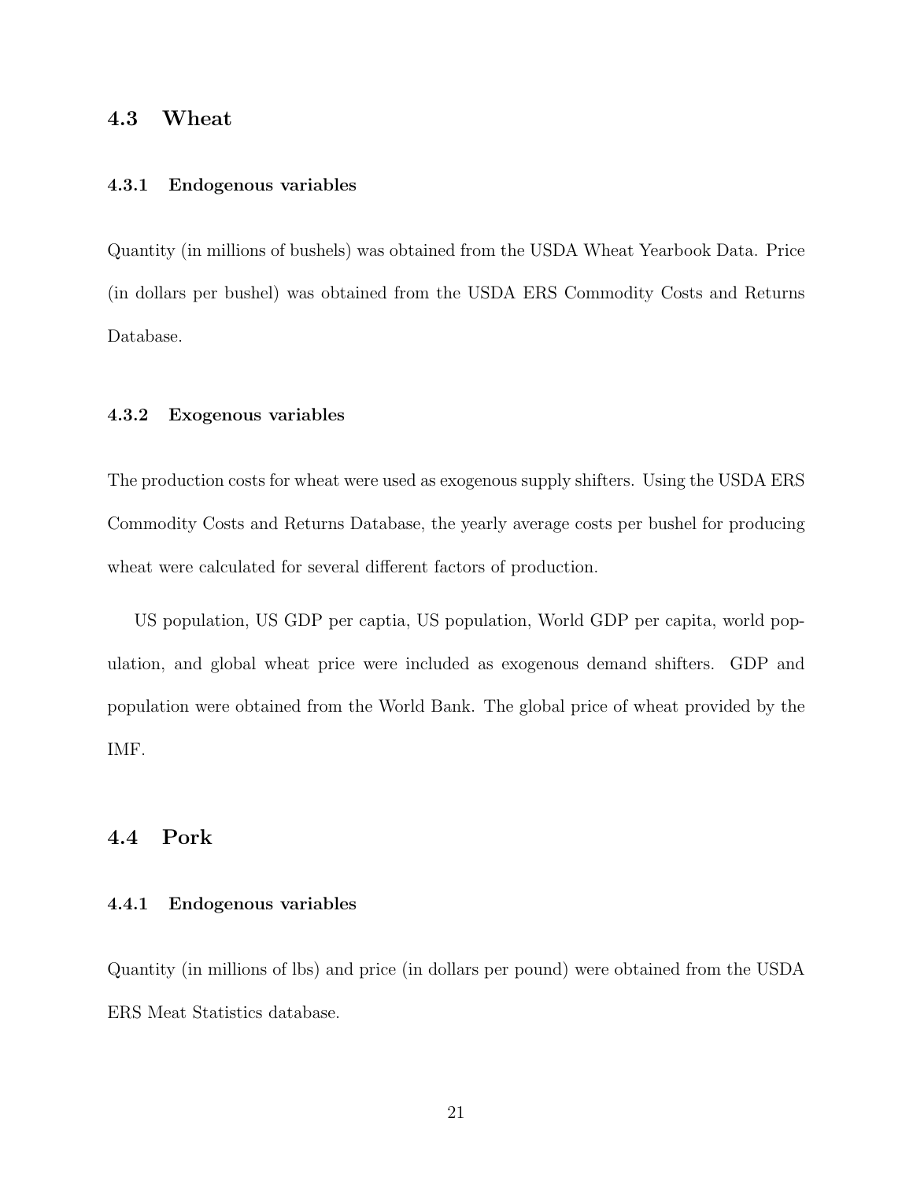## 4.3 Wheat

### 4.3.1 Endogenous variables

Quantity (in millions of bushels) was obtained from the USDA Wheat Yearbook Data. Price (in dollars per bushel) was obtained from the USDA ERS Commodity Costs and Returns Database.

### 4.3.2 Exogenous variables

The production costs for wheat were used as exogenous supply shifters. Using the USDA ERS Commodity Costs and Returns Database, the yearly average costs per bushel for producing wheat were calculated for several different factors of production.

US population, US GDP per captia, US population, World GDP per capita, world population, and global wheat price were included as exogenous demand shifters. GDP and population were obtained from the World Bank. The global price of wheat provided by the IMF.

## 4.4 Pork

### 4.4.1 Endogenous variables

Quantity (in millions of lbs) and price (in dollars per pound) were obtained from the USDA ERS Meat Statistics database.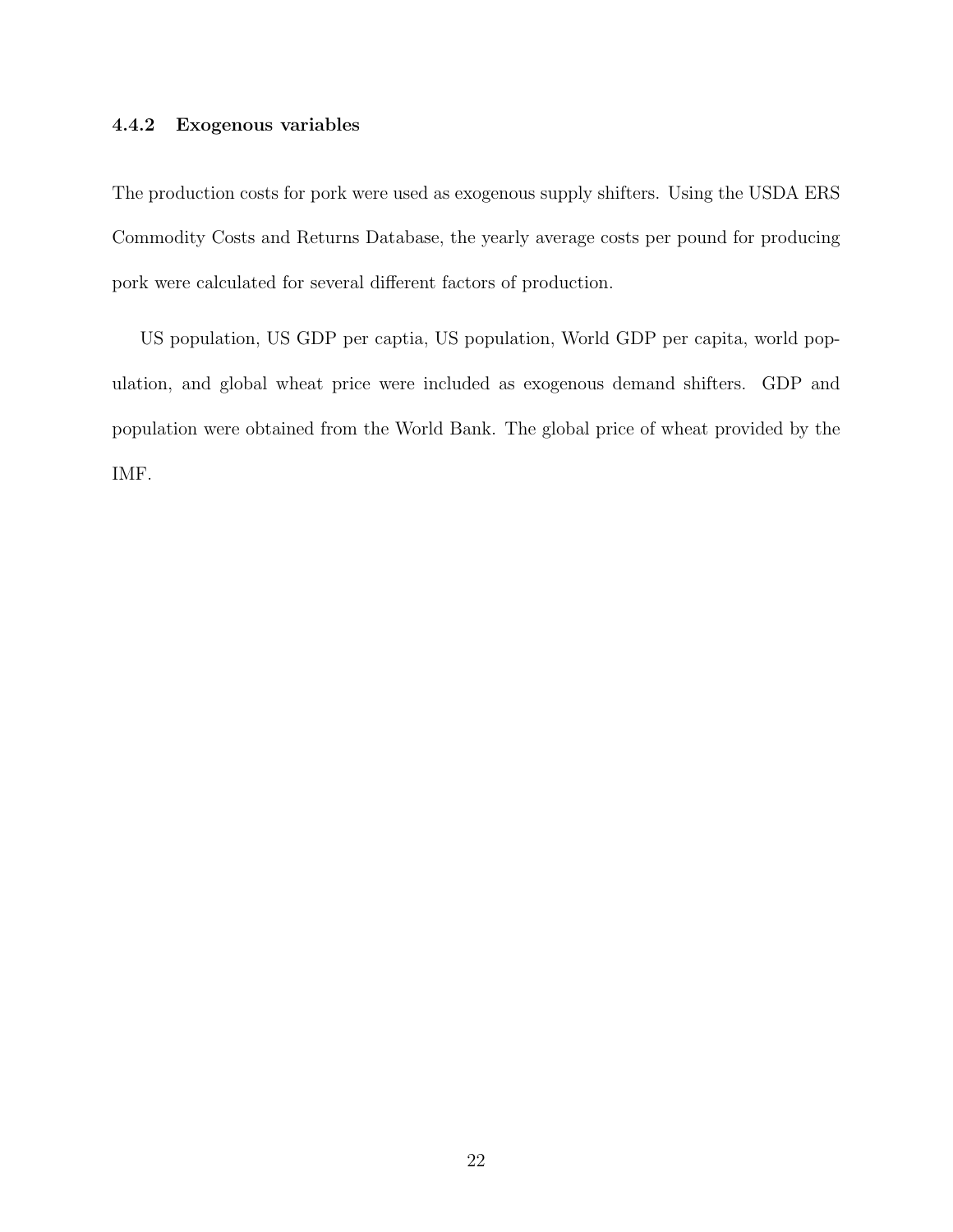### 4.4.2 Exogenous variables

The production costs for pork were used as exogenous supply shifters. Using the USDA ERS Commodity Costs and Returns Database, the yearly average costs per pound for producing pork were calculated for several different factors of production.

US population, US GDP per captia, US population, World GDP per capita, world population, and global wheat price were included as exogenous demand shifters. GDP and population were obtained from the World Bank. The global price of wheat provided by the IMF.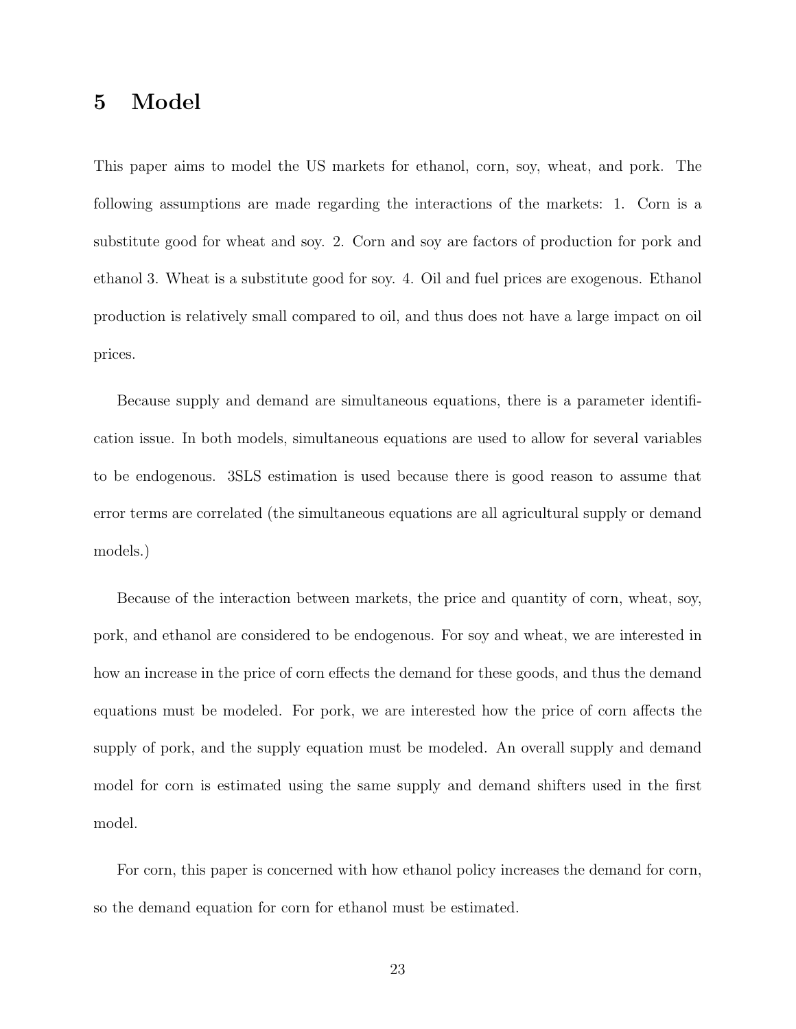# 5 Model

This paper aims to model the US markets for ethanol, corn, soy, wheat, and pork. The following assumptions are made regarding the interactions of the markets: 1. Corn is a substitute good for wheat and soy. 2. Corn and soy are factors of production for pork and ethanol 3. Wheat is a substitute good for soy. 4. Oil and fuel prices are exogenous. Ethanol production is relatively small compared to oil, and thus does not have a large impact on oil prices.

Because supply and demand are simultaneous equations, there is a parameter identification issue. In both models, simultaneous equations are used to allow for several variables to be endogenous. 3SLS estimation is used because there is good reason to assume that error terms are correlated (the simultaneous equations are all agricultural supply or demand models.)

Because of the interaction between markets, the price and quantity of corn, wheat, soy, pork, and ethanol are considered to be endogenous. For soy and wheat, we are interested in how an increase in the price of corn effects the demand for these goods, and thus the demand equations must be modeled. For pork, we are interested how the price of corn affects the supply of pork, and the supply equation must be modeled. An overall supply and demand model for corn is estimated using the same supply and demand shifters used in the first model.

For corn, this paper is concerned with how ethanol policy increases the demand for corn, so the demand equation for corn for ethanol must be estimated.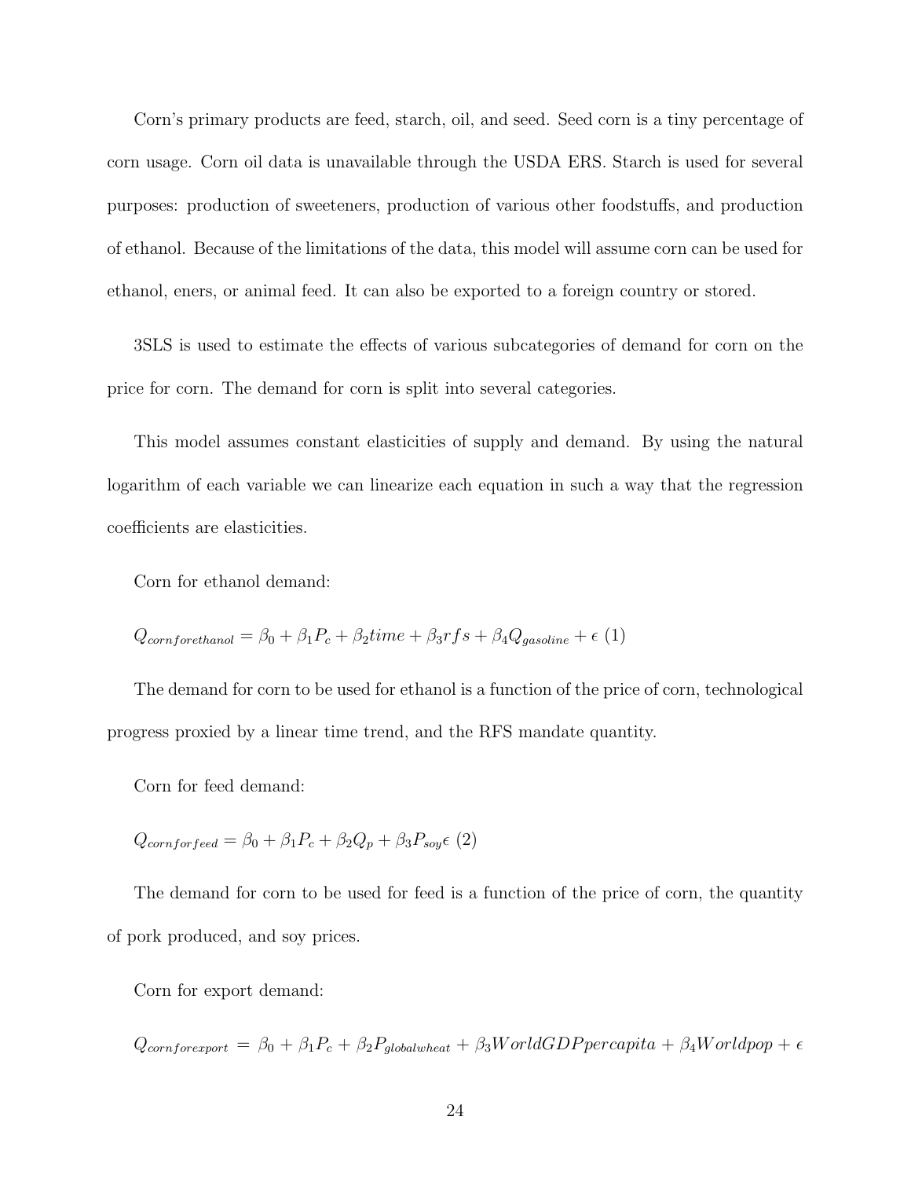Corn's primary products are feed, starch, oil, and seed. Seed corn is a tiny percentage of corn usage. Corn oil data is unavailable through the USDA ERS. Starch is used for several purposes: production of sweeteners, production of various other foodstuffs, and production of ethanol. Because of the limitations of the data, this model will assume corn can be used for ethanol, eners, or animal feed. It can also be exported to a foreign country or stored.

3SLS is used to estimate the effects of various subcategories of demand for corn on the price for corn. The demand for corn is split into several categories.

This model assumes constant elasticities of supply and demand. By using the natural logarithm of each variable we can linearize each equation in such a way that the regression coefficients are elasticities.

Corn for ethanol demand:

$Q_{cornforethanol} = \beta_0 + \beta_1 P_c + \beta_2 time + \beta_3 rfs + \beta_4 Q_{gasoline} + \epsilon$ (1)

The demand for corn to be used for ethanol is a function of the price of corn, technological progress proxied by a linear time trend, and the RFS mandate quantity.

Corn for feed demand:

$Q_{cornforfeed} = \beta_0 + \beta_1 P_c + \beta_2 Q_p + \beta_3 P_{soy} \epsilon$ (2)

The demand for corn to be used for feed is a function of the price of corn, the quantity of pork produced, and soy prices.

Corn for export demand:

$Q_{cornforexport} = \beta_0 + \beta_1 P_c + \beta_2 P_{globalwheat} + \beta_3 WorldGDPpercapita + \beta_4 Worldpop + \epsilon$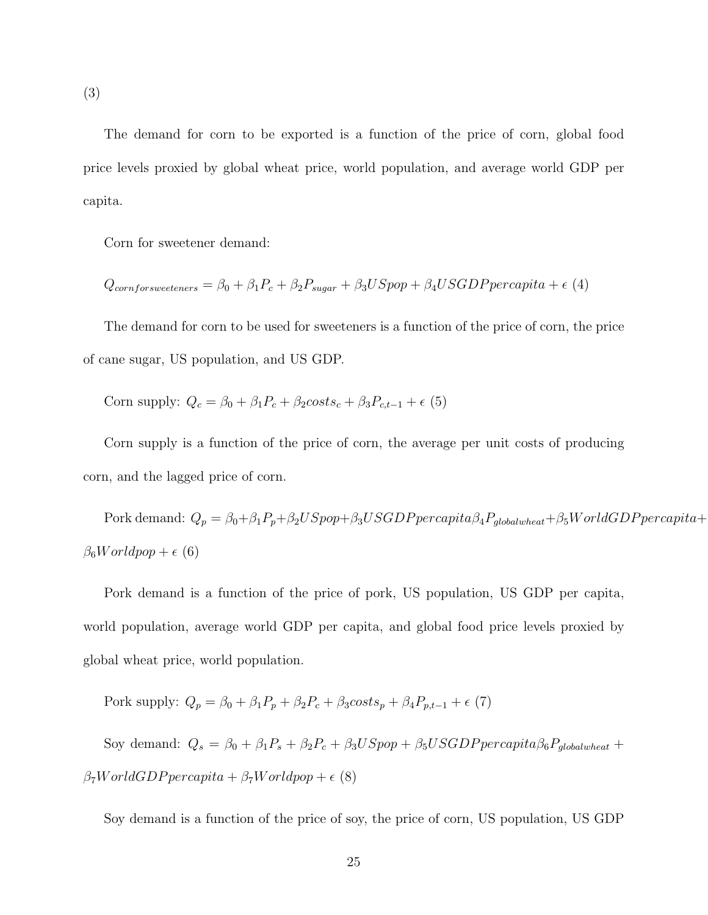(3)

The demand for corn to be exported is a function of the price of corn, global food price levels proxied by global wheat price, world population, and average world GDP per capita.

Corn for sweetener demand:

$Q_{cornforsweeteners} = \beta_0 + \beta_1 P_c + \beta_2 P_{sugar} + \beta_3 USpop + \beta_4 USGDPpercapita + \epsilon$ (4)

The demand for corn to be used for sweeteners is a function of the price of corn, the price of cane sugar, US population, and US GDP.

Corn supply: $Q_c = \beta_0 + \beta_1 P_c + \beta_2 costs_c + \beta_3 P_{c,t-1} + \epsilon$ (5)

Corn supply is a function of the price of corn, the average per unit costs of producing corn, and the lagged price of corn.

Pork demand: $Q_p = \beta_0 + \beta_1 P_p + \beta_2 USpop + \beta_3 USGDPpercapita \beta_4 P_{globalwheat} + \beta_5 WorldGDPpercapita + \beta_6 Worldpop + \epsilon$ (6)

Pork demand is a function of the price of pork, US population, US GDP per capita, world population, average world GDP per capita, and global food price levels proxied by global wheat price, world population.

Pork supply: $Q_p = \beta_0 + \beta_1 P_p + \beta_2 P_c + \beta_3 costs_p + \beta_4 P_{p,t-1} + \epsilon$ (7)

Soy demand: $Q_s = \beta_0 + \beta_1 P_s + \beta_2 P_c + \beta_3 USpop + \beta_5 USGDPpercapita \beta_6 P_{globalwheat} + \beta_7 WorldGDPpercapita + \beta_7 Worldpop + \epsilon$ (8)

Soy demand is a function of the price of soy, the price of corn, US population, US GDP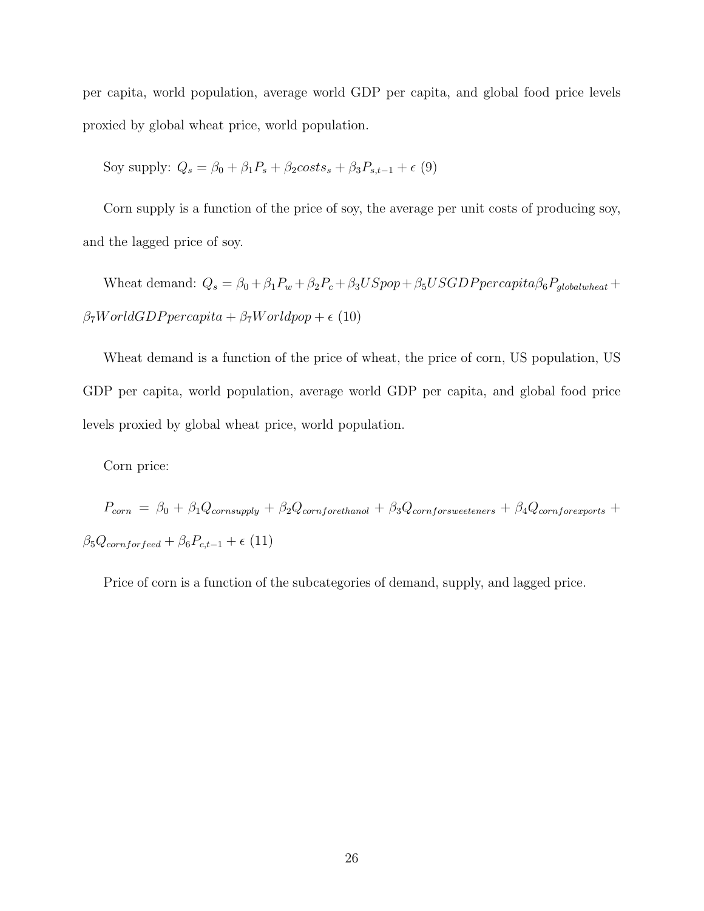per capita, world population, average world GDP per capita, and global food price levels proxied by global wheat price, world population.

Soy supply: $Q_s = \beta_0 + \beta_1 P_s + \beta_2 costs_s + \beta_3 P_{s,t-1} + \epsilon$ (9)

Corn supply is a function of the price of soy, the average per unit costs of producing soy, and the lagged price of soy.

Wheat demand: $Q_s = \beta_0 + \beta_1 P_w + \beta_2 P_c + \beta_3 USpop + \beta_5 USGDPpercapita \beta_6 P_{globalwheat} + \beta_7 WorldGDPpercapita + \beta_7 Worldpop + \epsilon$ (10)

Wheat demand is a function of the price of wheat, the price of corn, US population, US GDP per capita, world population, average world GDP per capita, and global food price levels proxied by global wheat price, world population.

Corn price:

$P_{corn} = \beta_0 + \beta_1 Q_{cornsupply} + \beta_2 Q_{cornforethanol} + \beta_3 Q_{cornforsweeteners} + \beta_4 Q_{cornforexports} + \beta_5 Q_{cornforfeed} + \beta_6 P_{c,t-1} + \epsilon$ (11)

Price of corn is a function of the subcategories of demand, supply, and lagged price.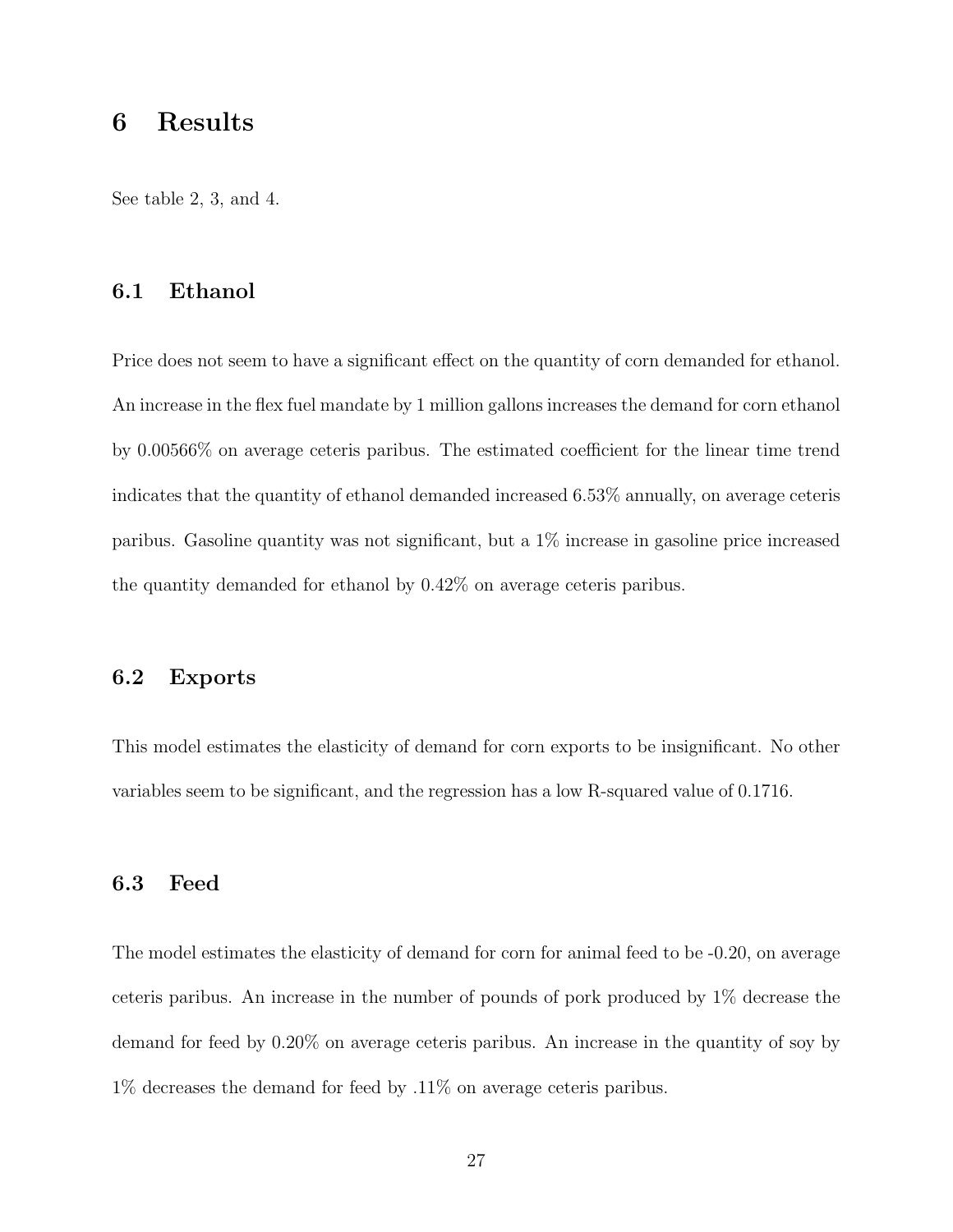# 6 Results

See table 2, 3, and 4.

## 6.1 Ethanol

Price does not seem to have a significant effect on the quantity of corn demanded for ethanol. An increase in the flex fuel mandate by 1 million gallons increases the demand for corn ethanol by 0.00566% on average ceteris paribus. The estimated coefficient for the linear time trend indicates that the quantity of ethanol demanded increased 6.53% annually, on average ceteris paribus. Gasoline quantity was not significant, but a 1% increase in gasoline price increased the quantity demanded for ethanol by 0.42% on average ceteris paribus.

## 6.2 Exports

This model estimates the elasticity of demand for corn exports to be insignificant. No other variables seem to be significant, and the regression has a low R-squared value of 0.1716.

## 6.3 Feed

The model estimates the elasticity of demand for corn for animal feed to be -0.20, on average ceteris paribus. An increase in the number of pounds of pork produced by 1% decrease the demand for feed by 0.20% on average ceteris paribus. An increase in the quantity of soy by 1% decreases the demand for feed by .11% on average ceteris paribus.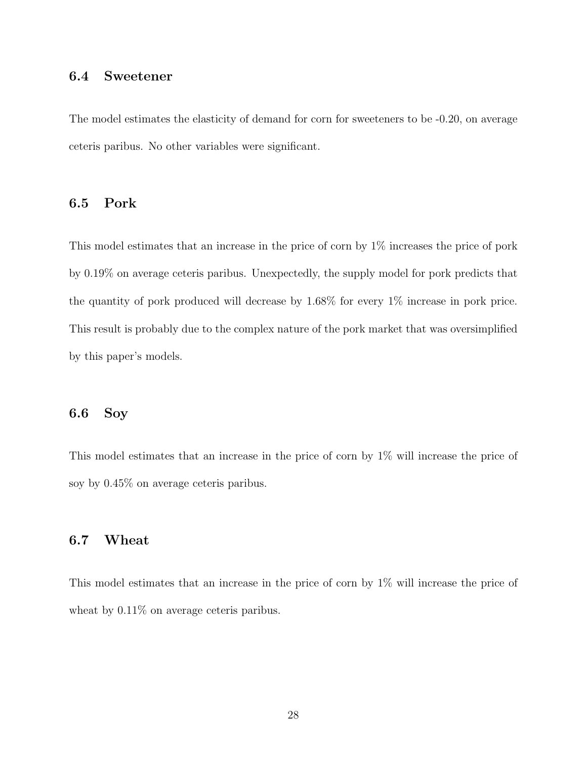### 6.4 Sweetener

The model estimates the elasticity of demand for corn for sweeteners to be -0.20, on average ceteris paribus. No other variables were significant.

### 6.5 Pork

This model estimates that an increase in the price of corn by 1% increases the price of pork by 0.19% on average ceteris paribus. Unexpectedly, the supply model for pork predicts that the quantity of pork produced will decrease by 1.68% for every 1% increase in pork price. This result is probably due to the complex nature of the pork market that was oversimplified by this paper's models.

### 6.6 Soy

This model estimates that an increase in the price of corn by 1% will increase the price of soy by 0.45% on average ceteris paribus.

### 6.7 Wheat

This model estimates that an increase in the price of corn by 1% will increase the price of wheat by 0.11% on average ceteris paribus.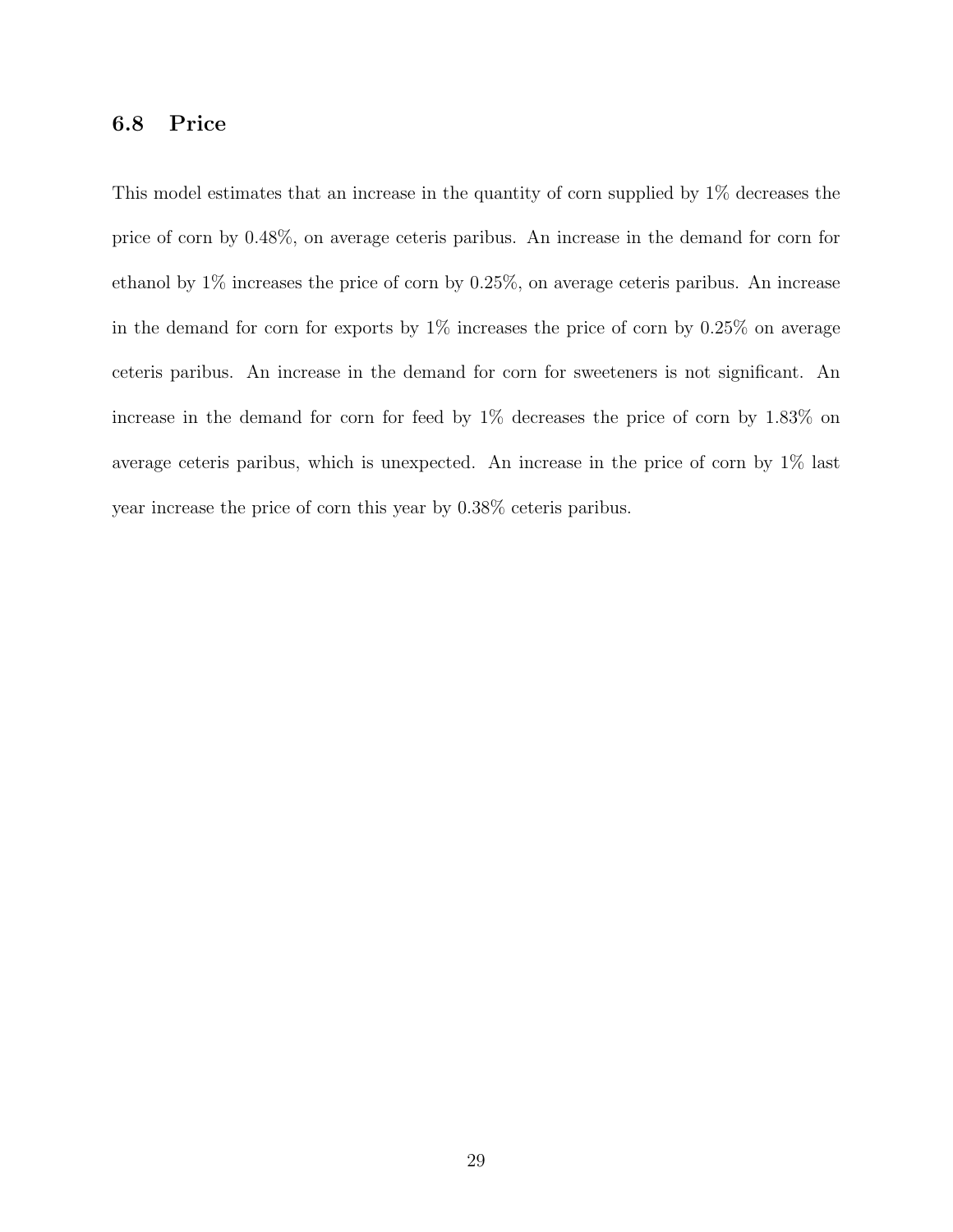### 6.8 Price

This model estimates that an increase in the quantity of corn supplied by 1% decreases the price of corn by 0.48%, on average ceteris paribus. An increase in the demand for corn for ethanol by 1% increases the price of corn by 0.25%, on average ceteris paribus. An increase in the demand for corn for exports by 1% increases the price of corn by 0.25% on average ceteris paribus. An increase in the demand for corn for sweeteners is not significant. An increase in the demand for corn for feed by 1% decreases the price of corn by 1.83% on average ceteris paribus, which is unexpected. An increase in the price of corn by 1% last year increase the price of corn this year by 0.38% ceteris paribus.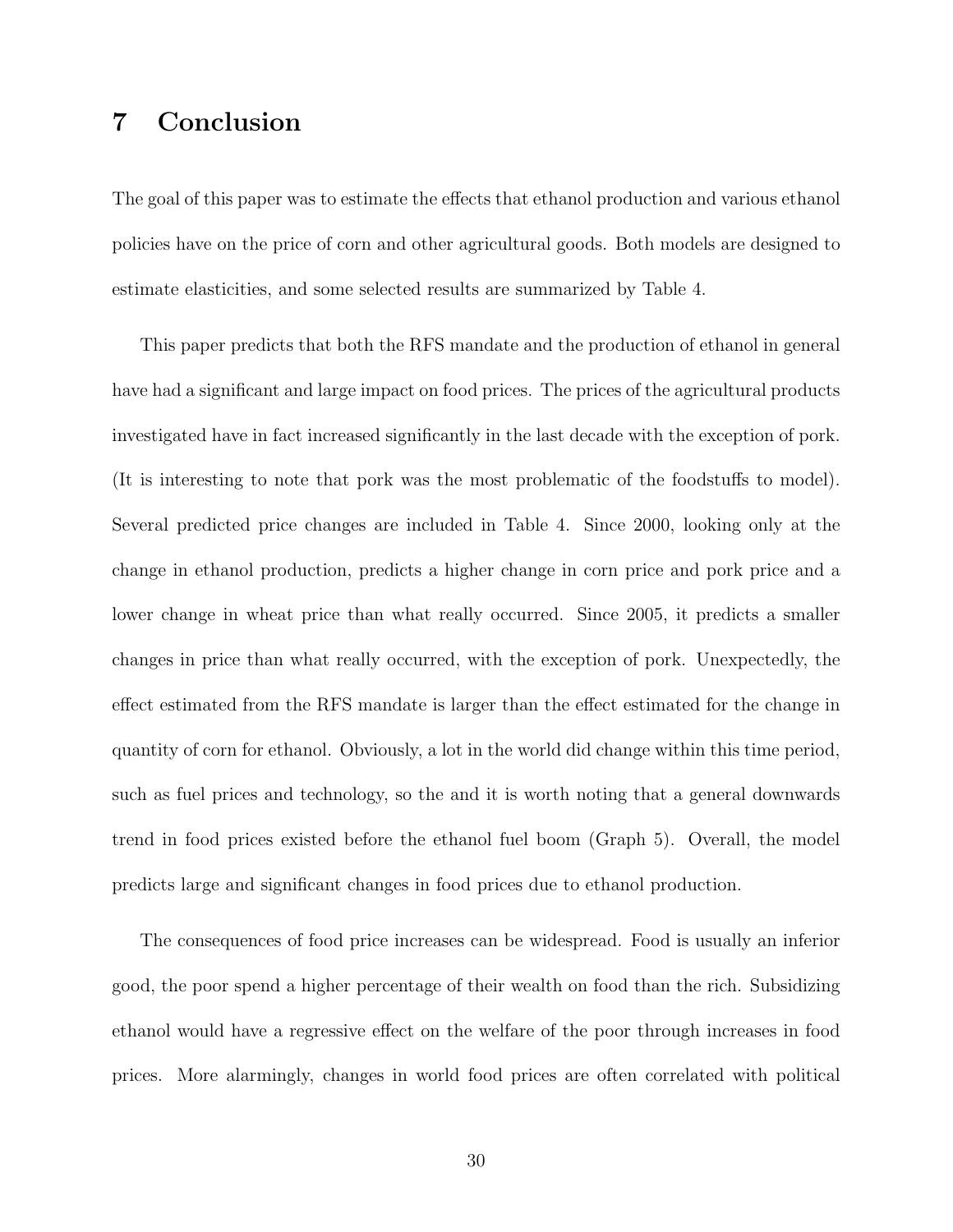# 7 Conclusion

The goal of this paper was to estimate the effects that ethanol production and various ethanol policies have on the price of corn and other agricultural goods. Both models are designed to estimate elasticities, and some selected results are summarized by Table 4.

This paper predicts that both the RFS mandate and the production of ethanol in general have had a significant and large impact on food prices. The prices of the agricultural products investigated have in fact increased significantly in the last decade with the exception of pork. (It is interesting to note that pork was the most problematic of the foodstuffs to model). Several predicted price changes are included in Table 4. Since 2000, looking only at the change in ethanol production, predicts a higher change in corn price and pork price and a lower change in wheat price than what really occurred. Since 2005, it predicts a smaller changes in price than what really occurred, with the exception of pork. Unexpectedly, the effect estimated from the RFS mandate is larger than the effect estimated for the change in quantity of corn for ethanol. Obviously, a lot in the world did change within this time period, such as fuel prices and technology, so the and it is worth noting that a general downwards trend in food prices existed before the ethanol fuel boom (Graph 5). Overall, the model predicts large and significant changes in food prices due to ethanol production.

The consequences of food price increases can be widespread. Food is usually an inferior good, the poor spend a higher percentage of their wealth on food than the rich. Subsidizing ethanol would have a regressive effect on the welfare of the poor through increases in food prices. More alarmingly, changes in world food prices are often correlated with political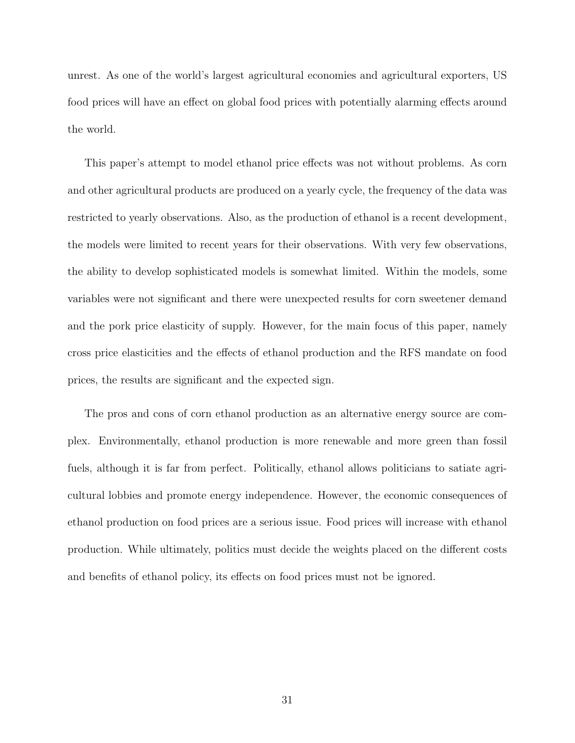unrest. As one of the world's largest agricultural economies and agricultural exporters, US food prices will have an effect on global food prices with potentially alarming effects around the world.

This paper's attempt to model ethanol price effects was not without problems. As corn and other agricultural products are produced on a yearly cycle, the frequency of the data was restricted to yearly observations. Also, as the production of ethanol is a recent development, the models were limited to recent years for their observations. With very few observations, the ability to develop sophisticated models is somewhat limited. Within the models, some variables were not significant and there were unexpected results for corn sweetener demand and the pork price elasticity of supply. However, for the main focus of this paper, namely cross price elasticities and the effects of ethanol production and the RFS mandate on food prices, the results are significant and the expected sign.

The pros and cons of corn ethanol production as an alternative energy source are complex. Environmentally, ethanol production is more renewable and more green than fossil fuels, although it is far from perfect. Politically, ethanol allows politicians to satiate agricultural lobbies and promote energy independence. However, the economic consequences of ethanol production on food prices are a serious issue. Food prices will increase with ethanol production. While ultimately, politics must decide the weights placed on the different costs and benefits of ethanol policy, its effects on food prices must not be ignored.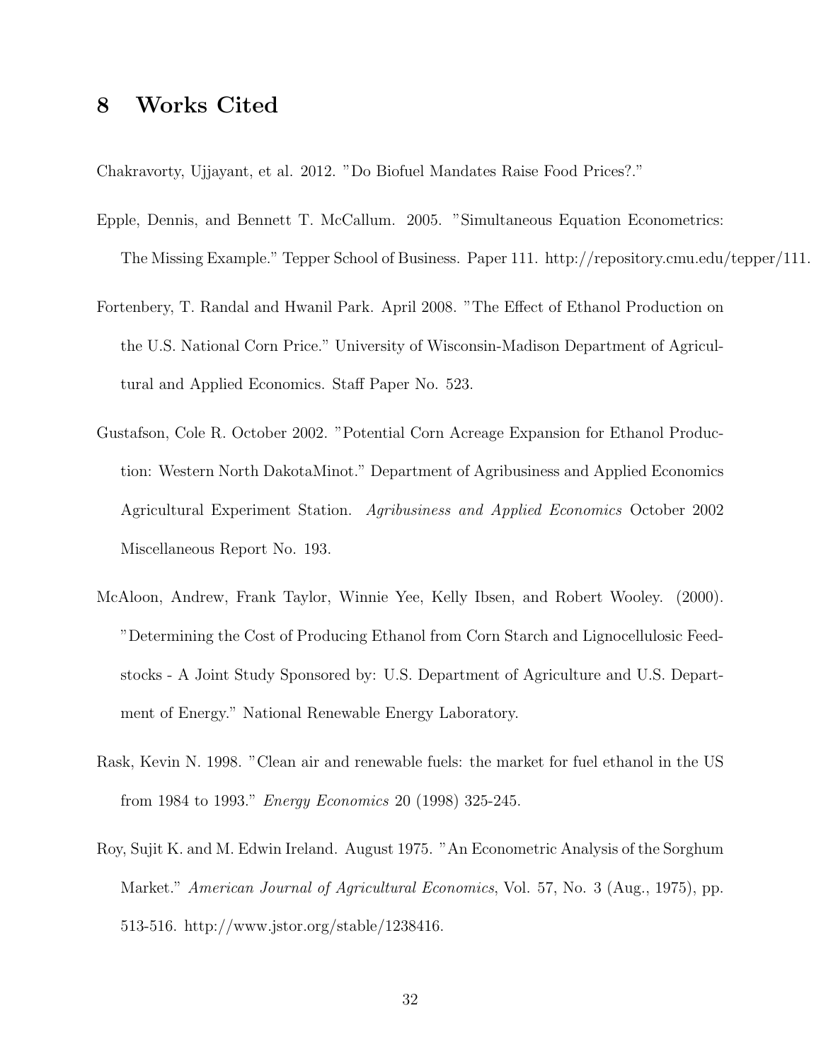# 8 Works Cited

Chakravorty, Ujjayant, et al. 2012. "Do Biofuel Mandates Raise Food Prices?."

Epple, Dennis, and Bennett T. McCallum. 2005. "Simultaneous Equation Econometrics: The Missing Example." Tepper School of Business. Paper 111. http://repository.cmu.edu/tepper/111.

Fortenbery, T. Randal and Hwanil Park. April 2008. "The Effect of Ethanol Production on the U.S. National Corn Price." University of Wisconsin-Madison Department of Agricultural and Applied Economics. Staff Paper No. 523.

Gustafson, Cole R. October 2002. "Potential Corn Acreage Expansion for Ethanol Production: Western North DakotaMinot." Department of Agribusiness and Applied Economics Agricultural Experiment Station. *Agribusiness and Applied Economics* October 2002 Miscellaneous Report No. 193.

McAloon, Andrew, Frank Taylor, Winnie Yee, Kelly Ibsen, and Robert Wooley. (2000). "Determining the Cost of Producing Ethanol from Corn Starch and Lignocellulosic Feedstocks - A Joint Study Sponsored by: U.S. Department of Agriculture and U.S. Department of Energy." National Renewable Energy Laboratory.

Rask, Kevin N. 1998. "Clean air and renewable fuels: the market for fuel ethanol in the US from 1984 to 1993." *Energy Economics* 20 (1998) 325-245.

Roy, Sujit K. and M. Edwin Ireland. August 1975. "An Econometric Analysis of the Sorghum Market." *American Journal of Agricultural Economics*, Vol. 57, No. 3 (Aug., 1975), pp. 513-516. http://www.jstor.org/stable/1238416.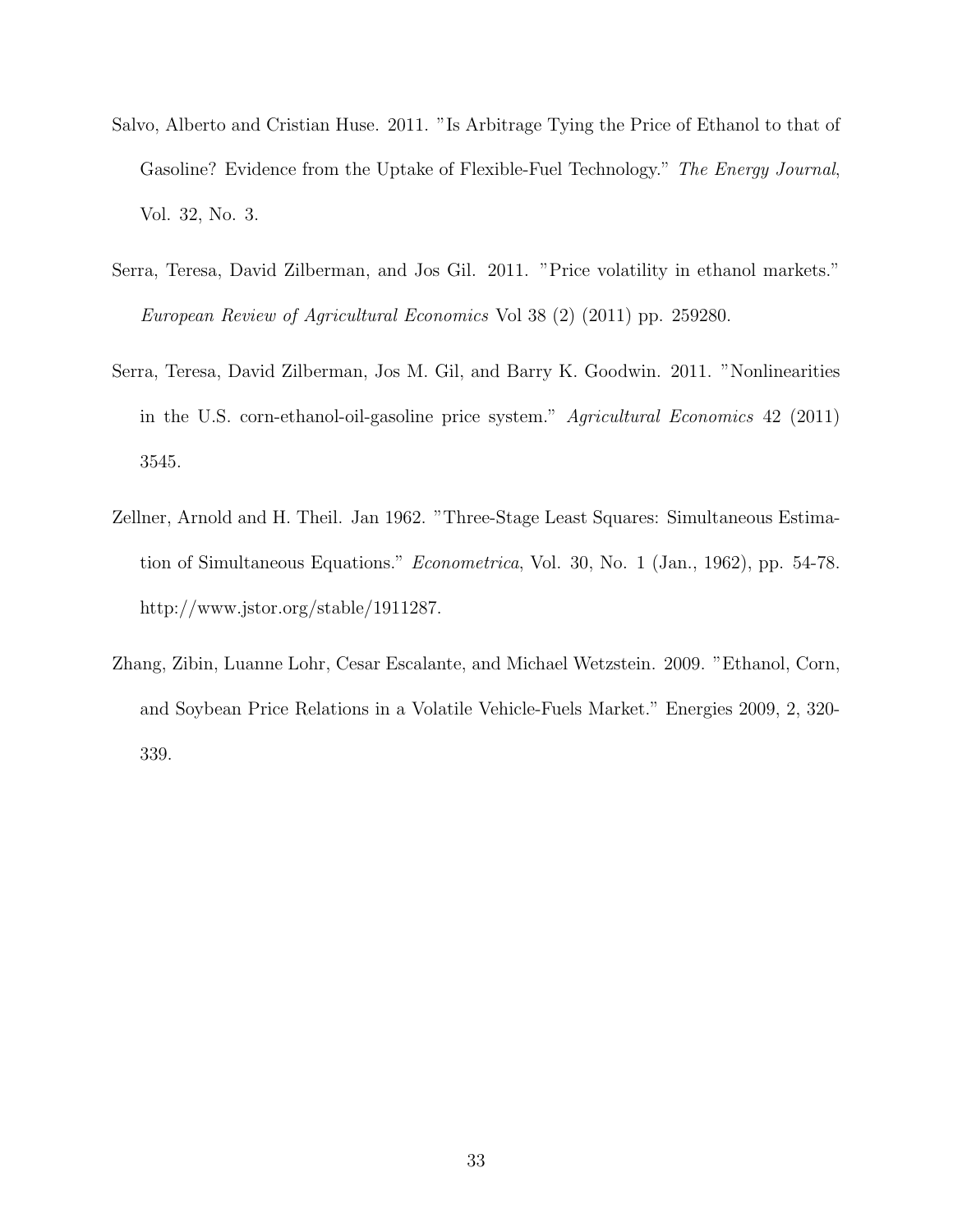Salvo, Alberto and Cristian Huse. 2011. "Is Arbitrage Tying the Price of Ethanol to that of Gasoline? Evidence from the Uptake of Flexible-Fuel Technology." *The Energy Journal*, Vol. 32, No. 3.

Serra, Teresa, David Zilberman, and Jos Gil. 2011. "Price volatility in ethanol markets." *European Review of Agricultural Economics* Vol 38 (2) (2011) pp. 259280.

Serra, Teresa, David Zilberman, Jos M. Gil, and Barry K. Goodwin. 2011. "Nonlinearities in the U.S. corn-ethanol-oil-gasoline price system." *Agricultural Economics* 42 (2011) 3545.

Zellner, Arnold and H. Theil. Jan 1962. "Three-Stage Least Squares: Simultaneous Estimation of Simultaneous Equations." *Econometrica*, Vol. 30, No. 1 (Jan., 1962), pp. 54-78. http://www.jstor.org/stable/1911287.

Zhang, Zibin, Luanne Lohr, Cesar Escalante, and Michael Wetzstein. 2009. "Ethanol, Corn, and Soybean Price Relations in a Volatile Vehicle-Fuels Market." Energies 2009, 2, 320-339.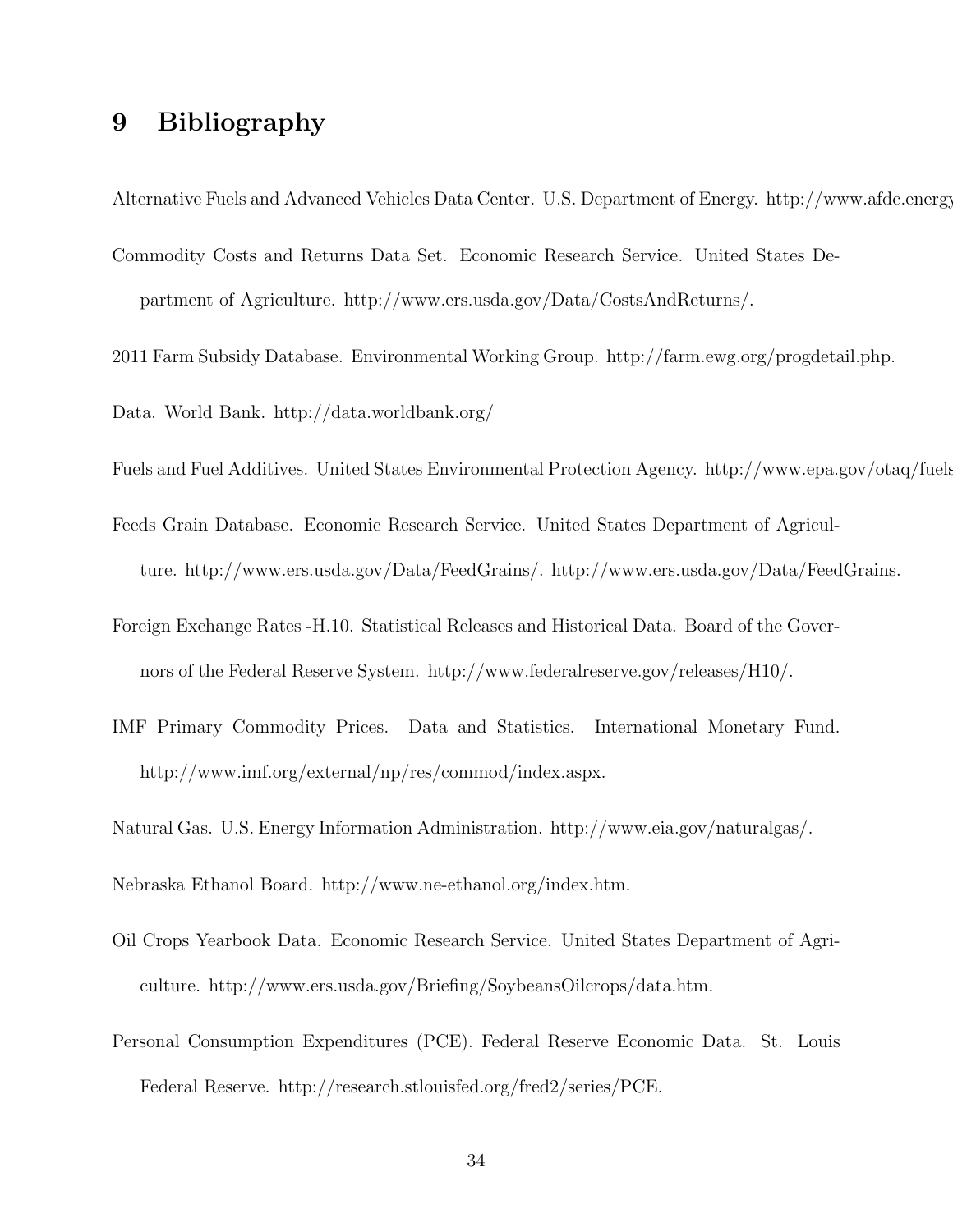# 9 Bibliography

Alternative Fuels and Advanced Vehicles Data Center. U.S. Department of Energy. http://www.afdc.energy

Commodity Costs and Returns Data Set. Economic Research Service. United States Department of Agriculture. http://www.ers.usda.gov/Data/CostsAndReturns/.

2011 Farm Subsidy Database. Environmental Working Group. http://farm.ewg.org/progdetail.php.

Data. World Bank. http://data.worldbank.org/

Fuels and Fuel Additives. United States Environmental Protection Agency. http://www.epa.gov/otaq/fuels

Feeds Grain Database. Economic Research Service. United States Department of Agriculture. http://www.ers.usda.gov/Data/FeedGrains/. http://www.ers.usda.gov/Data/FeedGrains.

Foreign Exchange Rates -H.10. Statistical Releases and Historical Data. Board of the Governors of the Federal Reserve System. http://www.federalreserve.gov/releases/H10/.

IMF Primary Commodity Prices. Data and Statistics. International Monetary Fund. http://www.imf.org/external/np/res/commod/index.aspx.

Natural Gas. U.S. Energy Information Administration. http://www.eia.gov/naturalgas/.

Nebraska Ethanol Board. http://www.ne-ethanol.org/index.htm.

Oil Crops Yearbook Data. Economic Research Service. United States Department of Agriculture. http://www.ers.usda.gov/Briefing/SoybeansOilcrops/data.htm.

Personal Consumption Expenditures (PCE). Federal Reserve Economic Data. St. Louis Federal Reserve. http://research.stlouisfed.org/fred2/series/PCE.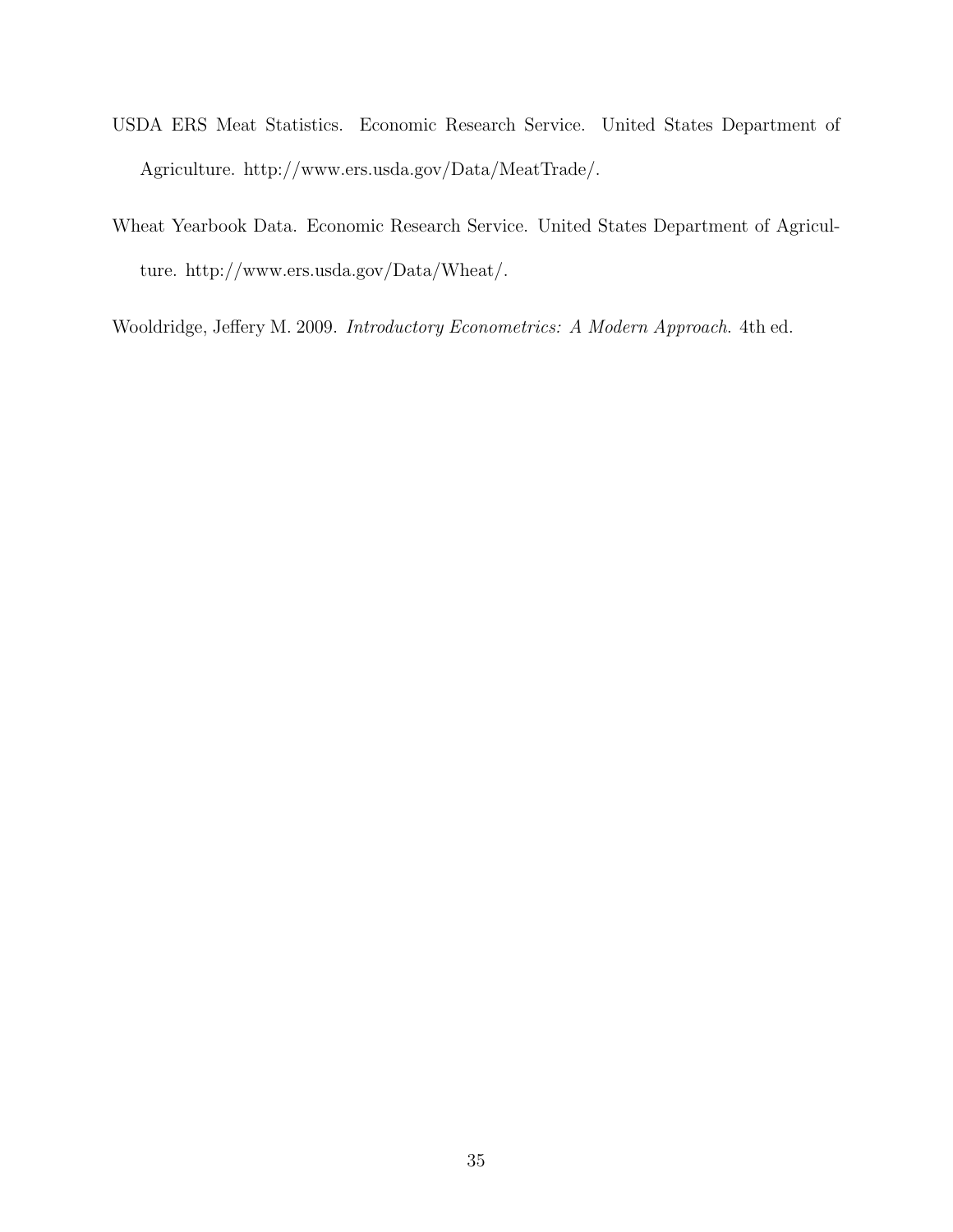USDA ERS Meat Statistics. Economic Research Service. United States Department of Agriculture. http://www.ers.usda.gov/Data/MeatTrade/.

Wheat Yearbook Data. Economic Research Service. United States Department of Agriculture. http://www.ers.usda.gov/Data/Wheat/.

Wooldridge, Jeffery M. 2009. *Introductory Econometrics: A Modern Approach*. 4th ed.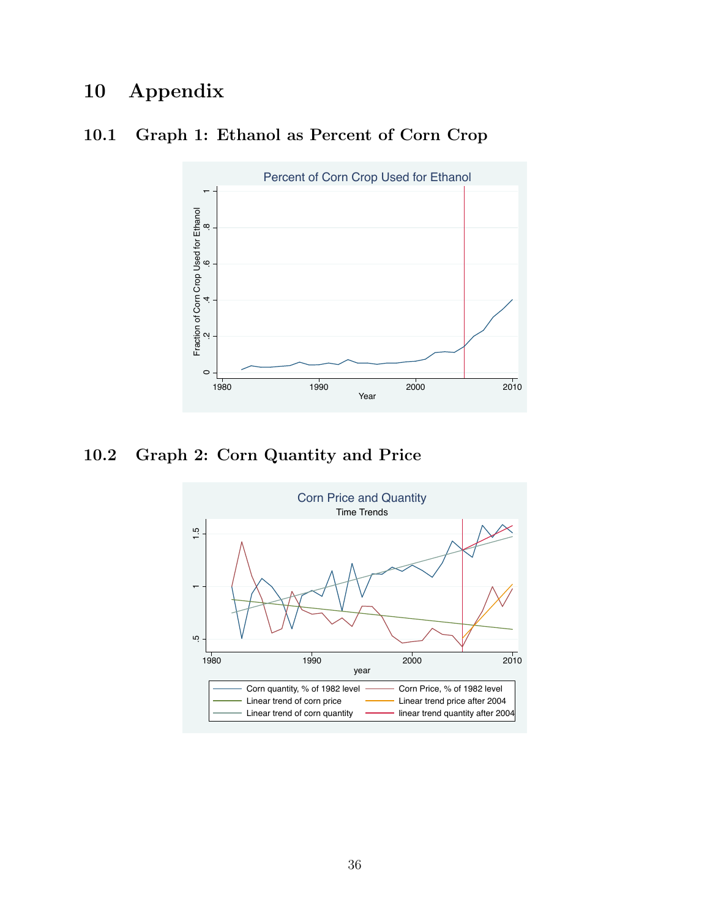# 10 Appendix

## 10.1 Graph 1: Ethanol as Percent of Corn Crop

## 10.2 Graph 2: Corn Quantity and Price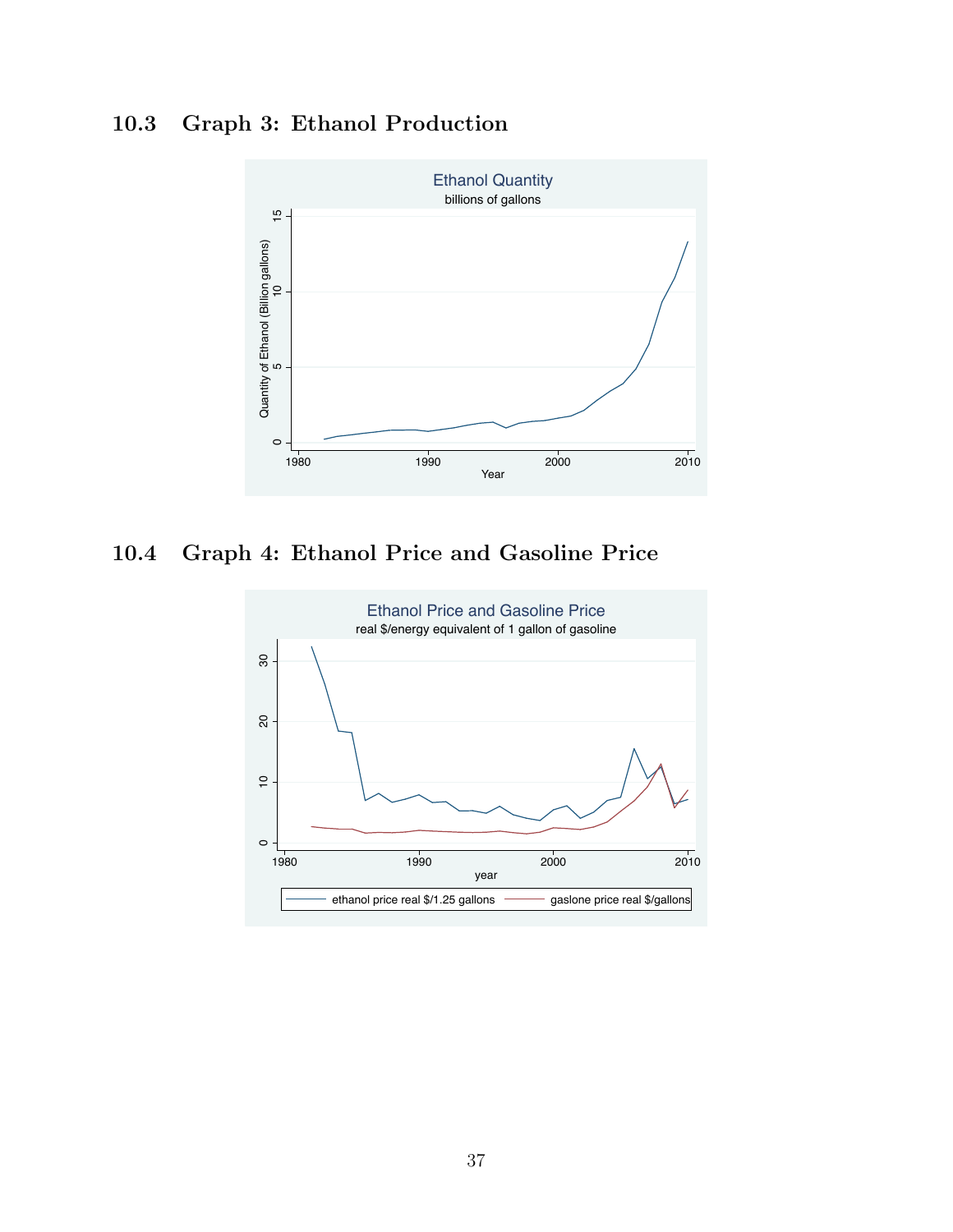### 10.3 Graph 3: Ethanol Production

### 10.4 Graph 4: Ethanol Price and Gasoline Price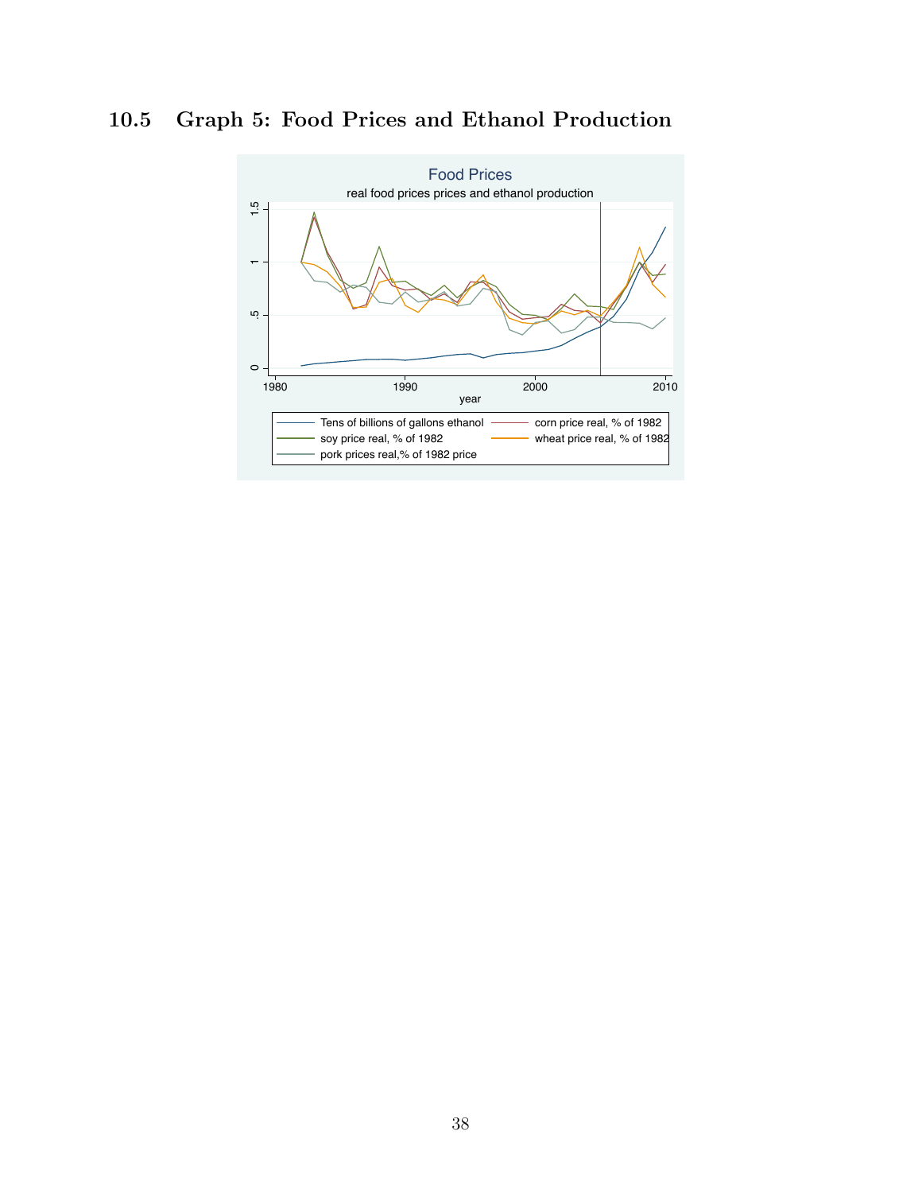## 10.5 Graph 5: Food Prices and Ethanol Production

Food Prices

real food prices prices and ethanol production

- Tens of billions of gallons ethanol
- corn price real, % of 1982
- soy price real, % of 1982
- wheat price real, % of 1982
- pork prices real,% of 1982 price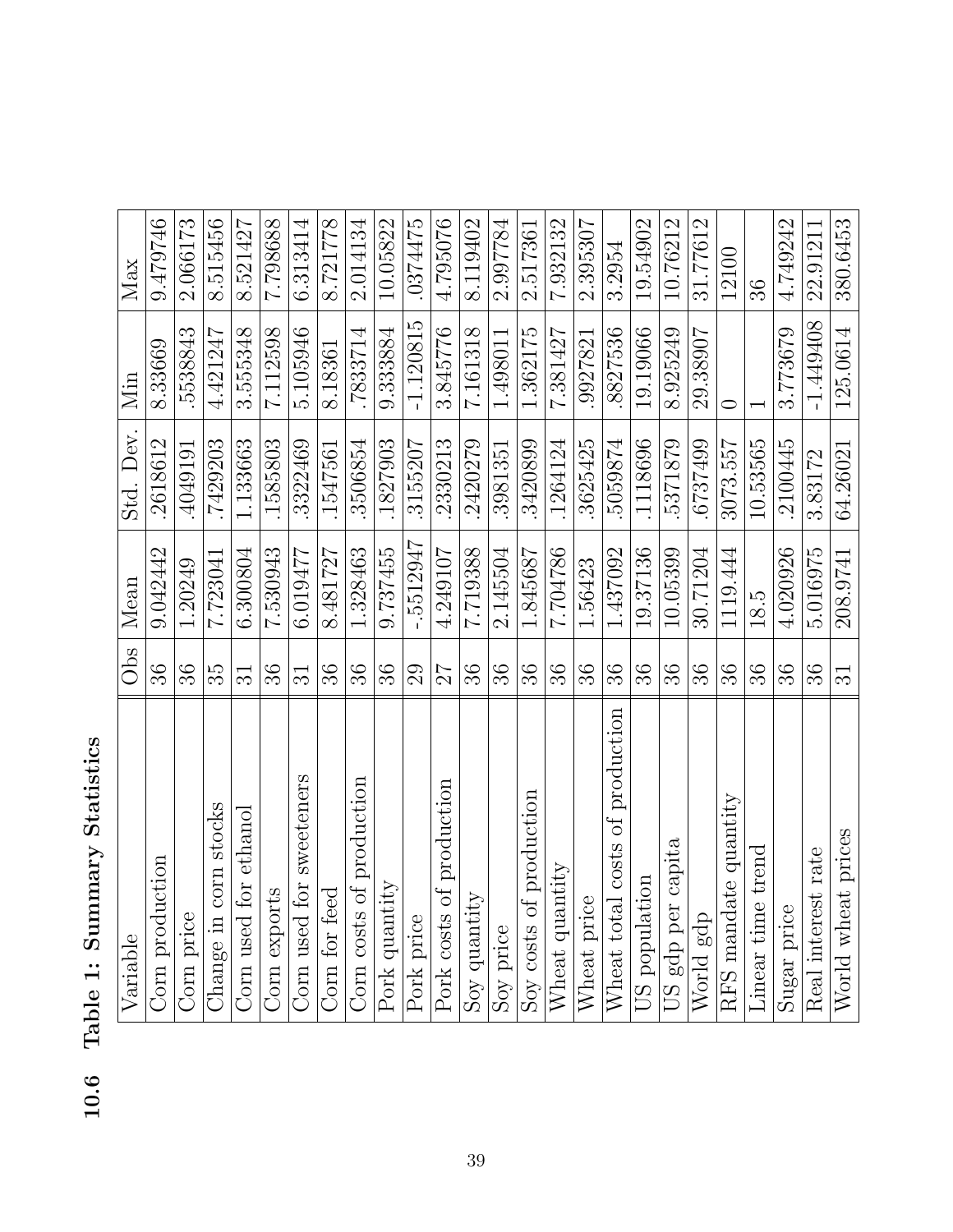## 10.6 Table 1: Summary Statistics

| Variable | Obs | Mean | Std. Dev. | Min | Max |
|---|---|---|---|---|---|
| Corn production | 36 | 9.042442 | .2618612 | 8.33669 | 9.479746 |
| Corn price | 36 | 1.20249 | .4049191 | .5538843 | 2.066173 |
| Change in corn stocks | 35 | 7.723041 | .7429203 | 4.421247 | 8.515456 |
| Corn used for ethanol | 31 | 6.300804 | 1.133663 | 3.555348 | 8.521427 |
| Corn exports | 36 | 7.530943 | .1585803 | 7.112598 | 7.798688 |
| Corn used for sweeteners | 31 | 6.019477 | .3322469 | 5.105946 | 6.313414 |
| Corn for feed | 36 | 8.481727 | .1547561 | 8.18361 | 8.721778 |
| Corn costs of production | 36 | 1.328463 | .3506854 | .7833714 | 2.014134 |
| Pork quantity | 36 | 9.737455 | .1827903 | 9.333884 | 10.05822 |
| Pork price | 29 | -.5512947 | .3155207 | -1.120815 | .0374475 |
| Pork costs of production | 27 | 4.249107 | .2330213 | 3.845776 | 4.795076 |
| Soy quantity | 36 | 7.719388 | .2420279 | 7.161318 | 8.119402 |
| Soy price | 36 | 2.145504 | .3981351 | 1.498011 | 2.997784 |
| Soy costs of production | 36 | 1.845687 | .3420899 | 1.362175 | 2.517361 |
| Wheat quantity | 36 | 7.704786 | .1264124 | 7.381427 | 7.932132 |
| Wheat price | 36 | 1.56423 | .3625425 | .9927821 | 2.395307 |
| Wheat total costs of production | 36 | 1.437092 | .5059874 | .8827536 | 3.2954 |
| US population | 36 | 19.37136 | .1118696 | 19.19066 | 19.54902 |
| US gdp per capita | 36 | 10.05399 | .5371879 | 8.925249 | 10.76212 |
| World gdp | 36 | 30.71204 | .6737499 | 29.38907 | 31.77612 |
| RFS mandate quantity | 36 | 1119.444 | 3073.557 | 0 | 12100 |
| Linear time trend | 36 | 18.5 | 10.53565 | 1 | 36 |
| Sugar price | 36 | 4.020926 | .2100445 | 3.773679 | 4.749242 |
| Real interest rate | 36 | 5.016975 | 3.83172 | -1.449408 | 22.91211 |
| World wheat prices | 31 | 208.9741 | 64.26021 | 125.0614 | 380.6453 |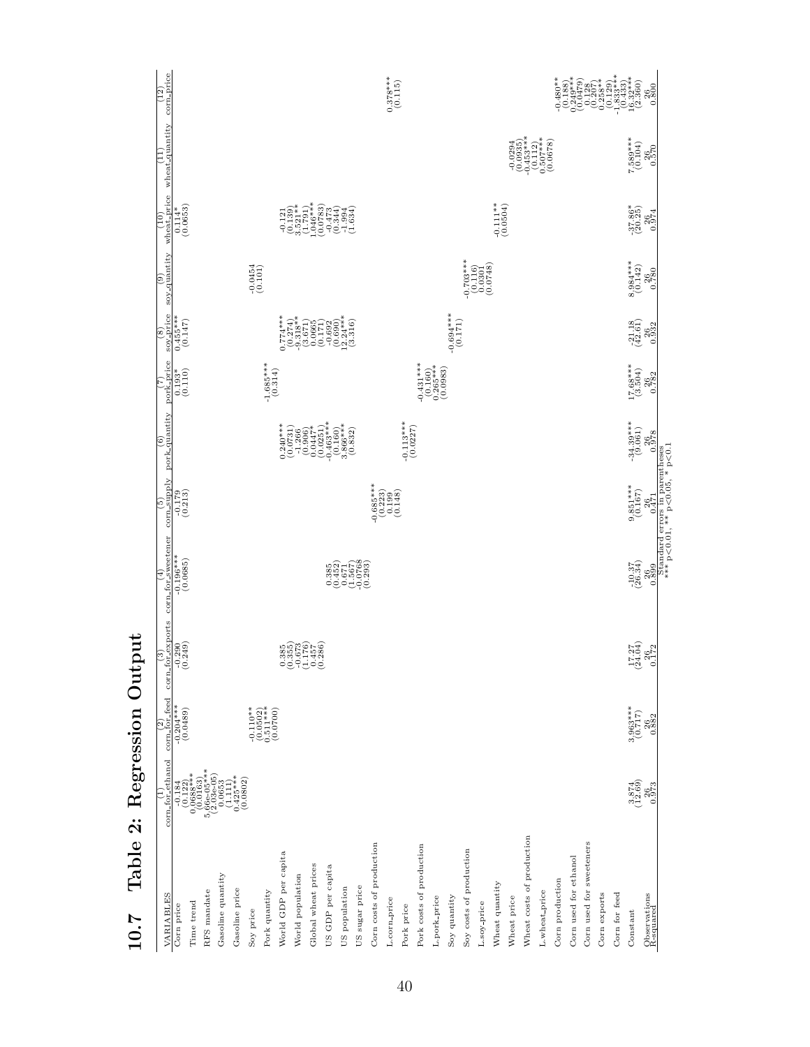## 10.7 Table 2: Regression Output

| VARIABLES | (1) corn_for_ethanol | (2) corn_for_feed | (3) corn_for_exports | (4) corn_for_sweetener | (5) corn_supply | (6) pork_quantity | (7) pork_price | (8) soy_price | (9) soy_quantity | (10) wheat_price | (11) wheat_quantity | (12) corn_price |
|---|---|---|---|---|---|---|---|---|---|---|---|---|
| Corn price | -0.184 | -0.204*** | -0.290 | -0.196*** | -0.179 | | 0.193* | 0.455*** | | 0.114* | | |
| | (0.122) | (0.0489) | (0.249) | (0.0685) | (0.213) | | (0.110) | (0.147) | | (0.0653) | | |
| Time trend | 0.0688*** | | | | | | | | | | | |
| | (0.0163) | | | | | | | | | | | |
| RFS mandate | 5.66e-05*** | | | | | | | | | | | |
| | (2.03e-05) | | | | | | | | | | | |
| Gasoline quantity | 0.0653 | | | | | | | | | | | |
| | (1.111) | | | | | | | | | | | |
| Gasoline price | 0.425*** | | | | | | | | | | | |
| | (0.0802) | | | | | | | | | | | |
| Soy price | | -0.110** | | | | | | | -0.0454 | | | |
| | | (0.0502) | | | | | | | (0.101) | | | |
| Pork quantity | | 0.511*** | | | | | -1.685*** | | | | | |
| | | (0.0700) | | | | | (0.314) | | | | | |
| World GDP per capita | | | 0.385 | | | 0.240*** | | 0.774*** | | -0.121 | | |
| | | | (0.355) | | | (0.0731) | | (0.274) | | (0.139) | | |
| World population | | | -0.673 | | | -1.266 | | -9.318** | | 3.521** | | |
| | | | (1.176) | | | (0.906) | | (3.671) | | (1.791) | | |
| Global wheat prices | | | 0.457 | | | 0.0447* | | 0.0665 | | 1.046*** | | |
| | | | (0.286) | | | (0.0251) | | (0.171) | | (0.0783) | | |
| US GDP per capita | | | | 0.385 | | -0.463*** | | -0.692 | | -0.473 | | |
| | | | | (0.452) | | (0.160) | | (0.690) | | (0.344) | | |
| US population | | | | 0.671 | | 3.866*** | | 12.24*** | | -1.994 | | |
| | | | | (1.567) | | (0.832) | | (3.316) | | (1.634) | | |
| US sugar price | | | | -0.0768 | | | | | | | | |
| | | | | (0.293) | | | | | | | | |
| Corn costs of production | | | | | -0.685*** | | | | | | | |
| | | | | | (0.223) | | | | | | | |
| L.corn_price | | | | | 0.199 | | | | | | | 0.378*** |
| | | | | | (0.148) | | | | | | | (0.115) |
| Pork price | | | | | | -0.113*** | | | | | | |
| | | | | | | (0.0227) | | | | | | |
| Pork costs of production | | | | | | | -0.431*** | | | | | |
| | | | | | | | (0.160) | | | | | |
| L.pork_price | | | | | | | 0.265*** | | | | | |
| | | | | | | | (0.0983) | | | | | |
| Soy quantity | | | | | | | | -0.694*** | | | | |
| | | | | | | | | (0.171) | | | | |
| Soy costs of production | | | | | | | | | -0.703*** | | | |
| | | | | | | | | | (0.116) | | | |
| L.soy_price | | | | | | | | | 0.0301 | | | |
| | | | | | | | | | (0.0748) | | | |
| Wheat quantity | | | | | | | | | | -0.111** | | |
| | | | | | | | | | | (0.0504) | | |
| Wheat price | | | | | | | | | | | -0.0294 | |
| | | | | | | | | | | | (0.0935) | |
| Wheat costs of production | | | | | | | | | | | -0.453*** | |
| | | | | | | | | | | | (0.112) | |
| L.wheat_price | | | | | | | | | | | 0.507*** | |
| | | | | | | | | | | | (0.0678) | |
| Corn production | | | | | | | | | | | | -0.480** |
| | | | | | | | | | | | | (0.188) |
| Corn used for ethanol | | | | | | | | | | | | 0.249*** |
| | | | | | | | | | | | | (0.0479) |
| Corn used for sweeteners | | | | | | | | | | | | 0.128 |
| | | | | | | | | | | | | (0.207) |
| Corn exports | | | | | | | | | | | | 0.258** |
| | | | | | | | | | | | | (0.129) |
| Corn for feed | | | | | | | | | | | | -1.833*** |
| | | | | | | | | | | | | (0.433) |
| Constant | 3.874 | 3.963*** | 17.27 | -10.37 | 9.851*** | -34.39*** | 17.68*** | -21.18 | 8.984*** | -37.86* | 7.589*** | 16.32*** |
| | (12.69) | (0.717) | (24.04) | (26.34) | (0.167) | (9.061) | (3.504) | (42.61) | (0.142) | (20.25) | (0.104) | (2.360) |
| Observations | 26 | 26 | 26 | 26 | 26 | 26 | 26 | 26 | 26 | 26 | 26 | 26 |
| R-squared | 0.973 | 0.882 | 0.172 | 0.899 | 0.471 | 0.978 | 0.782 | 0.932 | 0.780 | 0.974 | 0.570 | 0.800 |

Standard errors in parentheses
*** p<0.01, ** p<0.05, * p<0.1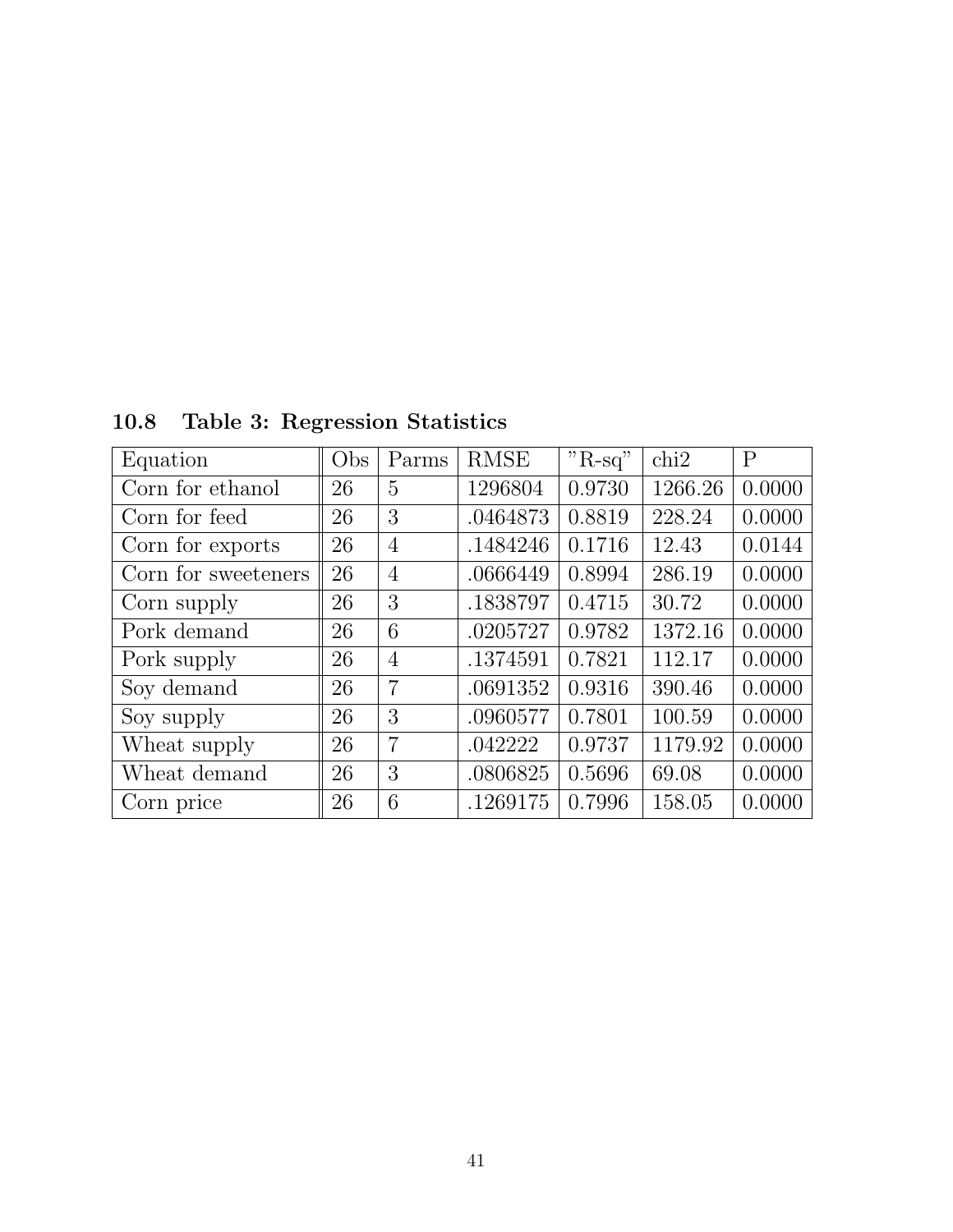### 10.8 Table 3: Regression Statistics

| Equation | Obs | Parms | RMSE | "R-sq" | chi2 | P |
|---|---|---|---|---|---|---|
| Corn for ethanol | 26 | 5 | 1296804 | 0.9730 | 1266.26 | 0.0000 |
| Corn for feed | 26 | 3 | .0464873 | 0.8819 | 228.24 | 0.0000 |
| Corn for exports | 26 | 4 | .1484246 | 0.1716 | 12.43 | 0.0144 |
| Corn for sweeteners | 26 | 4 | .0666449 | 0.8994 | 286.19 | 0.0000 |
| Corn supply | 26 | 3 | .1838797 | 0.4715 | 30.72 | 0.0000 |
| Pork demand | 26 | 6 | .0205727 | 0.9782 | 1372.16 | 0.0000 |
| Pork supply | 26 | 4 | .1374591 | 0.7821 | 112.17 | 0.0000 |
| Soy demand | 26 | 7 | .0691352 | 0.9316 | 390.46 | 0.0000 |
| Soy supply | 26 | 3 | .0960577 | 0.7801 | 100.59 | 0.0000 |
| Wheat supply | 26 | 7 | .042222 | 0.9737 | 1179.92 | 0.0000 |
| Wheat demand | 26 | 3 | .0806825 | 0.5696 | 69.08 | 0.0000 |
| Corn price | 26 | 6 | .1269175 | 0.7996 | 158.05 | 0.0000 |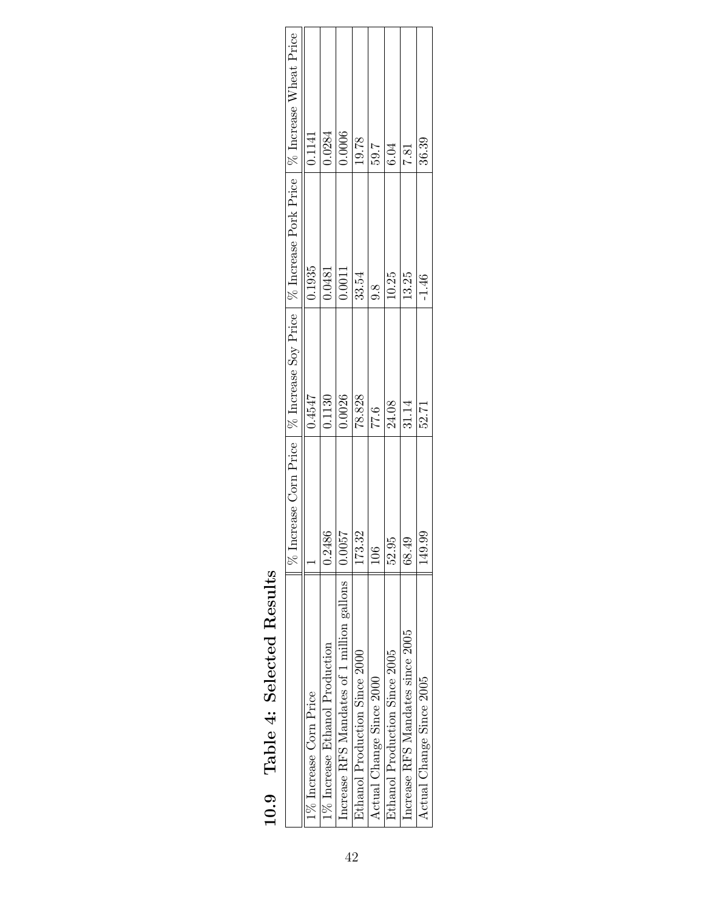## 10.9 Table 4: Selected Results

| | % Increase Corn Price | % Increase Soy Price | % Increase Pork Price | % Increase Wheat Price |
|---|---|---|---|---|
| 1% Increase Corn Price | 1 | 0.4547 | 0.1935 | 0.1141 |
| 1% Increase Ethanol Production | 0.2486 | 0.1130 | 0.0481 | 0.0284 |
| Increase RFS Mandates of 1 million gallons | 0.0057 | 0.0026 | 0.0011 | 0.0006 |
| Ethanol Production Since 2000 | 173.32 | 78.828 | 33.54 | 19.78 |
| Actual Change Since 2000 | 106 | 77.6 | 9.8 | 59.7 |
| Ethanol Production Since 2005 | 52.95 | 24.08 | 10.25 | 6.04 |
| Increase RFS Mandates since 2005 | 68.49 | 31.14 | 13.25 | 7.81 |
| Actual Change Since 2005 | 149.99 | 52.71 | -1.46 | 36.39 |